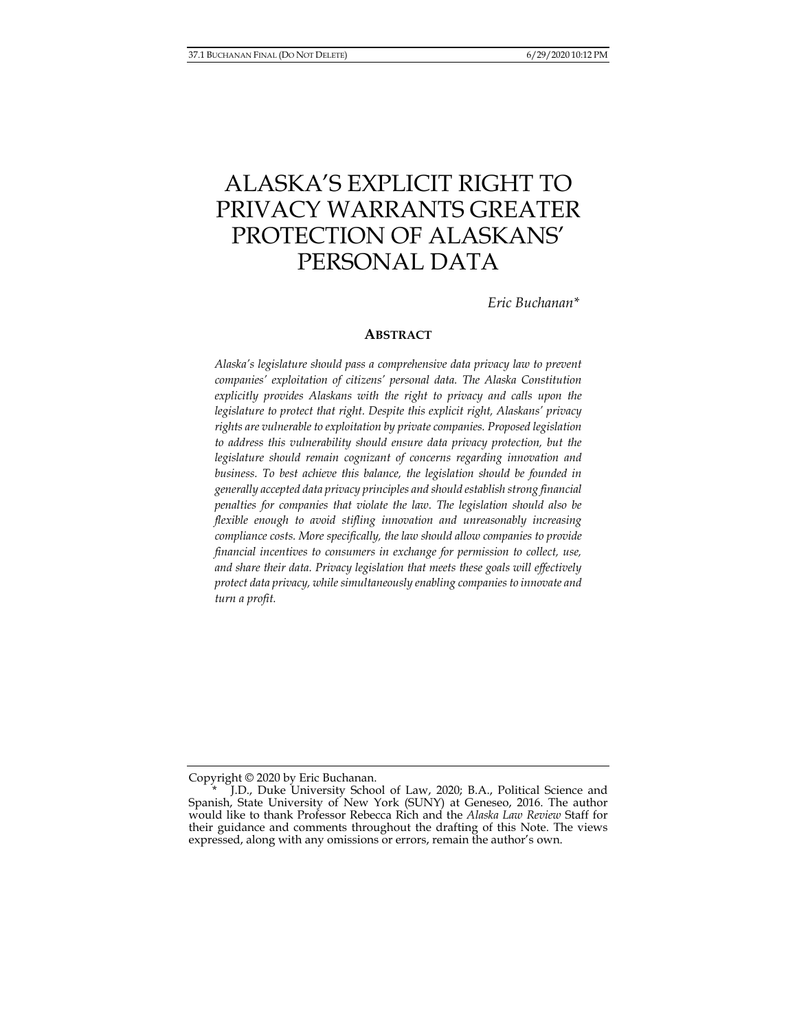# ALASKA'S EXPLICIT RIGHT TO PRIVACY WARRANTS GREATER PROTECTION OF ALASKANS' PERSONAL DATA

*Eric Buchanan\**

## ABSTRACT

*Alaska's legislature should pass a comprehensive data privacy law to prevent companies' exploitation of citizens' personal data. The Alaska Constitution explicitly provides Alaskans with the right to privacy and calls upon the legislature to protect that right. Despite this explicit right, Alaskans' privacy rights are vulnerable to exploitation by private companies. Proposed legislation to address this vulnerability should ensure data privacy protection, but the legislature should remain cognizant of concerns regarding innovation and business. To best achieve this balance, the legislation should be founded in generally accepted data privacy principles and should establish strong financial penalties for companies that violate the law. The legislation should also be flexible enough to avoid stifling innovation and unreasonably increasing compliance costs. More specifically, the law should allow companies to provide financial incentives to consumers in exchange for permission to collect, use, and share their data. Privacy legislation that meets these goals will effectively protect data privacy, while simultaneously enabling companies to innovate and turn a profit.*

---

Copyright © 2020 by Eric Buchanan.

\* J.D., Duke University School of Law, 2020; B.A., Political Science and Spanish, State University of New York (SUNY) at Geneseo, 2016. The author would like to thank Professor Rebecca Rich and the *Alaska Law Review* Staff for their guidance and comments throughout the drafting of this Note. The views expressed, along with any omissions or errors, remain the author's own.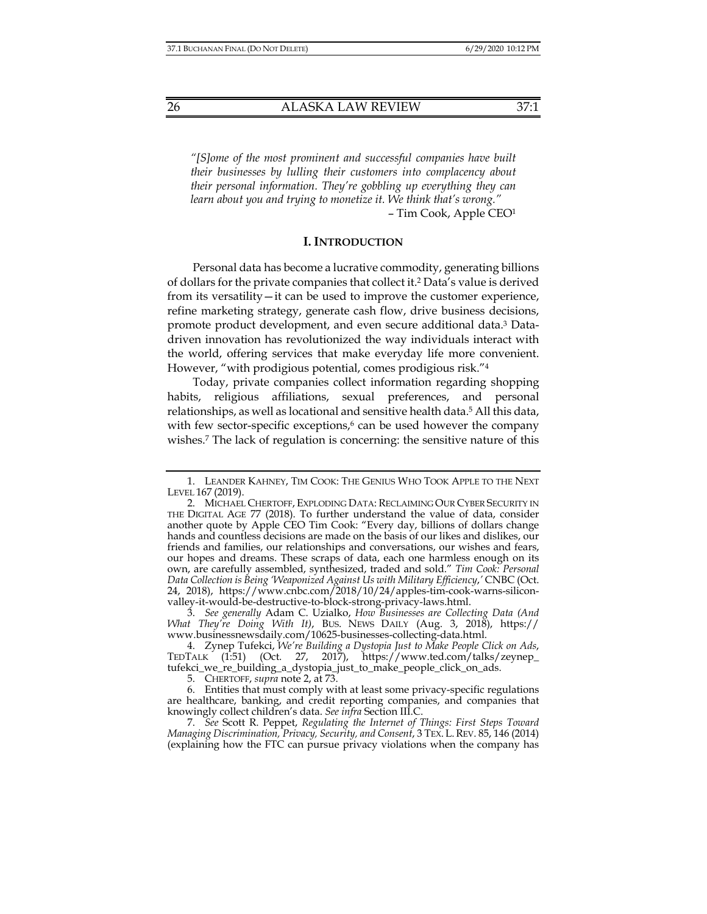*"[S]ome of the most prominent and successful companies have built their businesses by lulling their customers into complacency about their personal information. They're gobbling up everything they can learn about you and trying to monetize it. We think that's wrong."*
– Tim Cook, Apple CEO[1]

## I. INTRODUCTION

Personal data has become a lucrative commodity, generating billions of dollars for the private companies that collect it.[2] Data's value is derived from its versatility—it can be used to improve the customer experience, refine marketing strategy, generate cash flow, drive business decisions, promote product development, and even secure additional data.[3] Data-driven innovation has revolutionized the way individuals interact with the world, offering services that make everyday life more convenient. However, "with prodigious potential, comes prodigious risk."[4]

Today, private companies collect information regarding shopping habits, religious affiliations, sexual preferences, and personal relationships, as well as locational and sensitive health data.[5] All this data, with few sector-specific exceptions,[6] can be used however the company wishes.[7] The lack of regulation is concerning: the sensitive nature of this

---

1. LEANDER KAHNEY, TIM COOK: THE GENIUS WHO TOOK APPLE TO THE NEXT LEVEL 167 (2019).

2. MICHAEL CHERTOFF, EXPLODING DATA: RECLAIMING OUR CYBER SECURITY IN THE DIGITAL AGE 77 (2018). To further understand the value of data, consider another quote by Apple CEO Tim Cook: "Every day, billions of dollars change hands and countless decisions are made on the basis of our likes and dislikes, our friends and families, our relationships and conversations, our wishes and fears, our hopes and dreams. These scraps of data, each one harmless enough on its own, are carefully assembled, synthesized, traded and sold." *Tim Cook: Personal Data Collection is Being 'Weaponized Against Us with Military Efficiency,'* CNBC (Oct. 24, 2018), https://www.cnbc.com/2018/10/24/apples-tim-cook-warns-silicon-valley-it-would-be-destructive-to-block-strong-privacy-laws.html.

3. *See generally* Adam C. Uzialko, *How Businesses are Collecting Data (And What They're Doing With It)*, BUS. NEWS DAILY (Aug. 3, 2018), https://www.businessnewsdaily.com/10625-businesses-collecting-data.html.

4. Zynep Tufekci, *We're Building a Dystopia Just to Make People Click on Ads*, TEDTALK (1:51) (Oct. 27, 2017), https://www.ted.com/talks/zeynep_tufekci_we_re_building_a_dystopia_just_to_make_people_click_on_ads.

5. CHERTOFF, *supra* note 2, at 73.

6. Entities that must comply with at least some privacy-specific regulations are healthcare, banking, and credit reporting companies, and companies that knowingly collect children's data. *See infra* Section III.C.

7. *See* Scott R. Peppet, *Regulating the Internet of Things: First Steps Toward Managing Discrimination, Privacy, Security, and Consent*, 3 TEX. L. REV. 85, 146 (2014) (explaining how the FTC can pursue privacy violations when the company has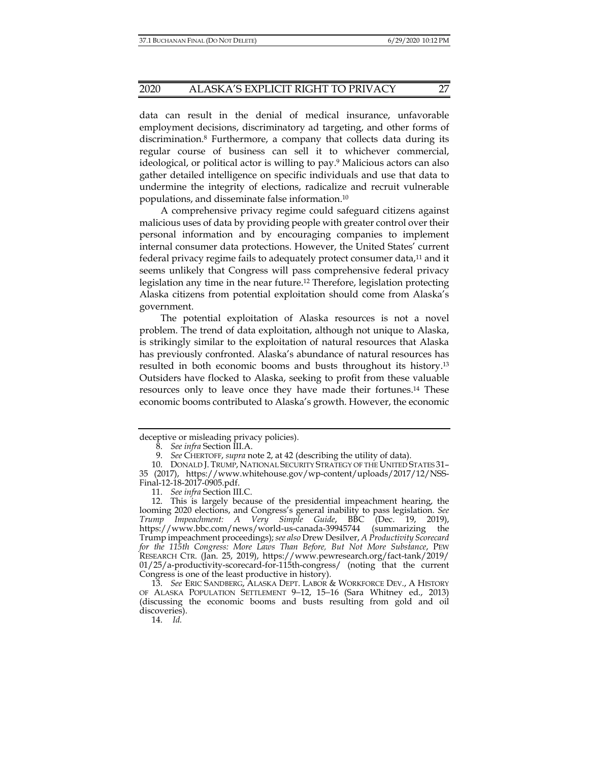data can result in the denial of medical insurance, unfavorable employment decisions, discriminatory ad targeting, and other forms of discrimination.[8] Furthermore, a company that collects data during its regular course of business can sell it to whichever commercial, ideological, or political actor is willing to pay.[9] Malicious actors can also gather detailed intelligence on specific individuals and use that data to undermine the integrity of elections, radicalize and recruit vulnerable populations, and disseminate false information.[10]

A comprehensive privacy regime could safeguard citizens against malicious uses of data by providing people with greater control over their personal information and by encouraging companies to implement internal consumer data protections. However, the United States' current federal privacy regime fails to adequately protect consumer data,[11] and it seems unlikely that Congress will pass comprehensive federal privacy legislation any time in the near future.[12] Therefore, legislation protecting Alaska citizens from potential exploitation should come from Alaska's government.

The potential exploitation of Alaska resources is not a novel problem. The trend of data exploitation, although not unique to Alaska, is strikingly similar to the exploitation of natural resources that Alaska has previously confronted. Alaska's abundance of natural resources has resulted in both economic booms and busts throughout its history.[13] Outsiders have flocked to Alaska, seeking to profit from these valuable resources only to leave once they have made their fortunes.[14] These economic booms contributed to Alaska's growth. However, the economic

---

deceptive or misleading privacy policies).

8. *See infra* Section III.A.

9. *See* CHERTOFF, *supra* note 2, at 42 (describing the utility of data).

10. DONALD J. TRUMP, NATIONAL SECURITY STRATEGY OF THE UNITED STATES 31–35 (2017), https://www.whitehouse.gov/wp-content/uploads/2017/12/NSS-Final-12-18-2017-0905.pdf.

11. *See infra* Section III.C.

12. This is largely because of the presidential impeachment hearing, the looming 2020 elections, and Congress's general inability to pass legislation. *See Trump Impeachment: A Very Simple Guide*, BBC (Dec. 19, 2019), https://www.bbc.com/news/world-us-canada-39945744 (summarizing the Trump impeachment proceedings); *see also* Drew Desilver, *A Productivity Scorecard for the 115th Congress: More Laws Than Before, But Not More Substance*, PEW RESEARCH CTR. (Jan. 25, 2019), https://www.pewresearch.org/fact-tank/2019/01/25/a-productivity-scorecard-for-115th-congress/ (noting that the current Congress is one of the least productive in history).

13. *See* ERIC SANDBERG, ALASKA DEPT. LABOR & WORKFORCE DEV., A HISTORY OF ALASKA POPULATION SETTLEMENT 9–12, 15–16 (Sara Whitney ed., 2013) (discussing the economic booms and busts resulting from gold and oil discoveries).

14. *Id.*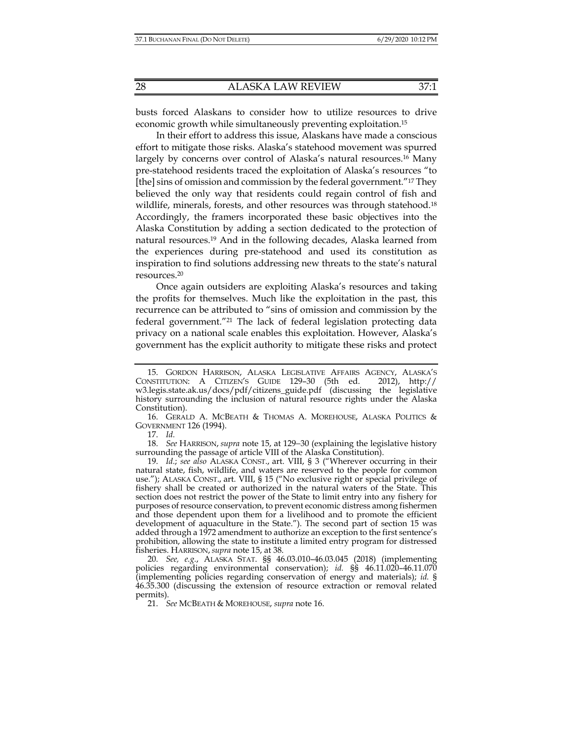busts forced Alaskans to consider how to utilize resources to drive economic growth while simultaneously preventing exploitation.[15]

In their effort to address this issue, Alaskans have made a conscious effort to mitigate those risks. Alaska's statehood movement was spurred largely by concerns over control of Alaska's natural resources.[16] Many pre-statehood residents traced the exploitation of Alaska's resources "to [the] sins of omission and commission by the federal government."[17] They believed the only way that residents could regain control of fish and wildlife, minerals, forests, and other resources was through statehood.[18] Accordingly, the framers incorporated these basic objectives into the Alaska Constitution by adding a section dedicated to the protection of natural resources.[19] And in the following decades, Alaska learned from the experiences during pre-statehood and used its constitution as inspiration to find solutions addressing new threats to the state's natural resources.[20]

Once again outsiders are exploiting Alaska's resources and taking the profits for themselves. Much like the exploitation in the past, this recurrence can be attributed to "sins of omission and commission by the federal government."[21] The lack of federal legislation protecting data privacy on a national scale enables this exploitation. However, Alaska's government has the explicit authority to mitigate these risks and protect

---

15. GORDON HARRISON, ALASKA LEGISLATIVE AFFAIRS AGENCY, ALASKA'S CONSTITUTION: A CITIZEN'S GUIDE 129–30 (5th ed. 2012), http://w3.legis.state.ak.us/docs/pdf/citizens_guide.pdf (discussing the legislative history surrounding the inclusion of natural resource rights under the Alaska Constitution).

16. GERALD A. MCBEATH & THOMAS A. MOREHOUSE, ALASKA POLITICS & GOVERNMENT 126 (1994).

17. *Id.*

18. *See* HARRISON, *supra* note 15, at 129–30 (explaining the legislative history surrounding the passage of article VIII of the Alaska Constitution).

19. *Id.*; *see also* ALASKA CONST., art. VIII, § 3 ("Wherever occurring in their natural state, fish, wildlife, and waters are reserved to the people for common use."); ALASKA CONST., art. VIII, § 15 ("No exclusive right or special privilege of fishery shall be created or authorized in the natural waters of the State. This section does not restrict the power of the State to limit entry into any fishery for purposes of resource conservation, to prevent economic distress among fishermen and those dependent upon them for a livelihood and to promote the efficient development of aquaculture in the State."). The second part of section 15 was added through a 1972 amendment to authorize an exception to the first sentence's prohibition, allowing the state to institute a limited entry program for distressed fisheries. HARRISON, *supra* note 15, at 38.

20. *See, e.g.*, ALASKA STAT. §§ 46.03.010–46.03.045 (2018) (implementing policies regarding environmental conservation); *id.* §§ 46.11.020–46.11.070 (implementing policies regarding conservation of energy and materials); *id.* § 46.35.300 (discussing the extension of resource extraction or removal related permits).

21. *See* MCBEATH & MOREHOUSE, *supra* note 16.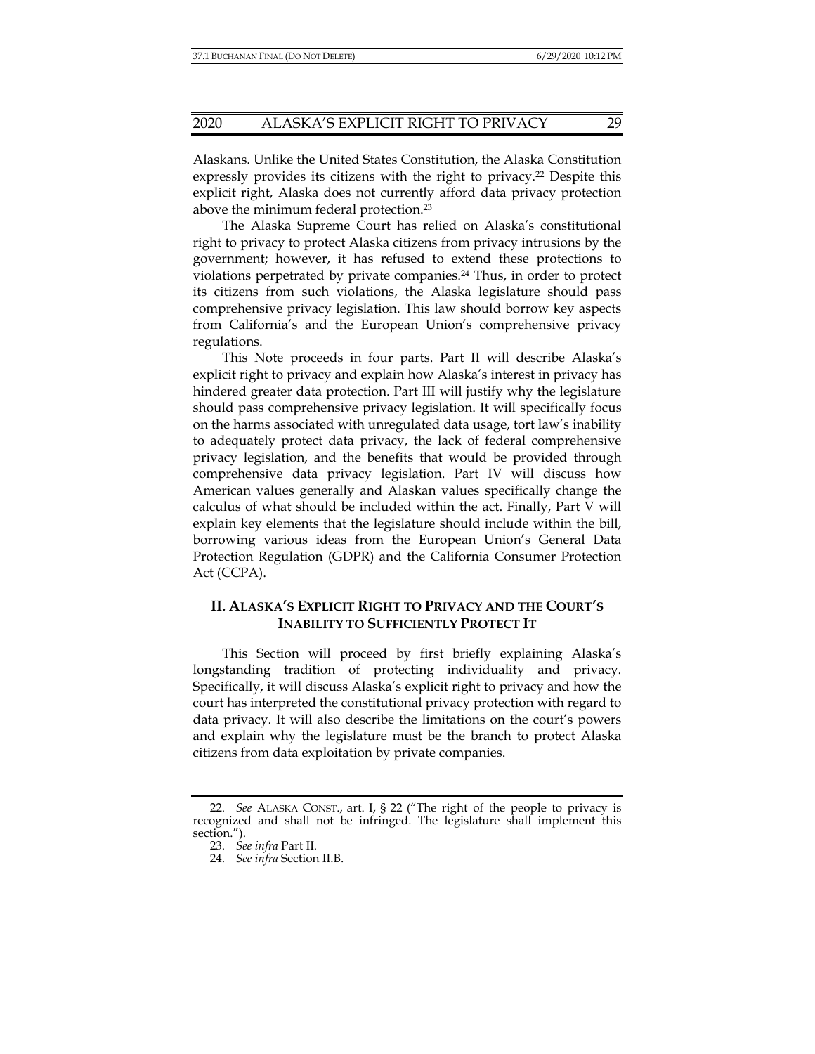Alaskans. Unlike the United States Constitution, the Alaska Constitution expressly provides its citizens with the right to privacy.[22] Despite this explicit right, Alaska does not currently afford data privacy protection above the minimum federal protection.[23]

The Alaska Supreme Court has relied on Alaska's constitutional right to privacy to protect Alaska citizens from privacy intrusions by the government; however, it has refused to extend these protections to violations perpetrated by private companies.[24] Thus, in order to protect its citizens from such violations, the Alaska legislature should pass comprehensive privacy legislation. This law should borrow key aspects from California's and the European Union's comprehensive privacy regulations.

This Note proceeds in four parts. Part II will describe Alaska's explicit right to privacy and explain how Alaska's interest in privacy has hindered greater data protection. Part III will justify why the legislature should pass comprehensive privacy legislation. It will specifically focus on the harms associated with unregulated data usage, tort law's inability to adequately protect data privacy, the lack of federal comprehensive privacy legislation, and the benefits that would be provided through comprehensive data privacy legislation. Part IV will discuss how American values generally and Alaskan values specifically change the calculus of what should be included within the act. Finally, Part V will explain key elements that the legislature should include within the bill, borrowing various ideas from the European Union's General Data Protection Regulation (GDPR) and the California Consumer Protection Act (CCPA).

## II. ALASKA'S EXPLICIT RIGHT TO PRIVACY AND THE COURT'S INABILITY TO SUFFICIENTLY PROTECT IT

This Section will proceed by first briefly explaining Alaska's longstanding tradition of protecting individuality and privacy. Specifically, it will discuss Alaska's explicit right to privacy and how the court has interpreted the constitutional privacy protection with regard to data privacy. It will also describe the limitations on the court's powers and explain why the legislature must be the branch to protect Alaska citizens from data exploitation by private companies.

---

22. *See* ALASKA CONST., art. I, § 22 ("The right of the people to privacy is recognized and shall not be infringed. The legislature shall implement this section.").

23. *See infra* Part II.

24. *See infra* Section II.B.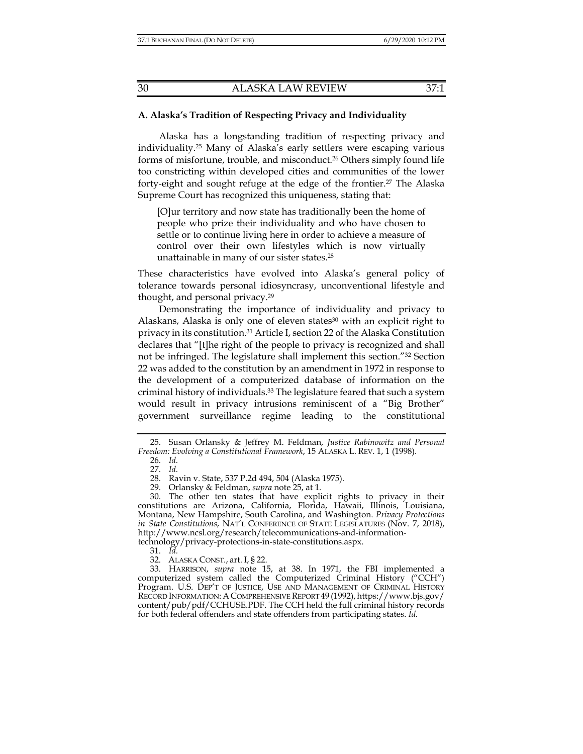### A. Alaska's Tradition of Respecting Privacy and Individuality

Alaska has a longstanding tradition of respecting privacy and individuality.[25] Many of Alaska's early settlers were escaping various forms of misfortune, trouble, and misconduct.[26] Others simply found life too constricting within developed cities and communities of the lower forty-eight and sought refuge at the edge of the frontier.[27] The Alaska Supreme Court has recognized this uniqueness, stating that:

> [O]ur territory and now state has traditionally been the home of people who prize their individuality and who have chosen to settle or to continue living here in order to achieve a measure of control over their own lifestyles which is now virtually unattainable in many of our sister states.[28]

These characteristics have evolved into Alaska's general policy of tolerance towards personal idiosyncrasy, unconventional lifestyle and thought, and personal privacy.[29]

Demonstrating the importance of individuality and privacy to Alaskans, Alaska is only one of eleven states[30] with an explicit right to privacy in its constitution.[31] Article I, section 22 of the Alaska Constitution declares that "[t]he right of the people to privacy is recognized and shall not be infringed. The legislature shall implement this section."[32] Section 22 was added to the constitution by an amendment in 1972 in response to the development of a computerized database of information on the criminal history of individuals.[33] The legislature feared that such a system would result in privacy intrusions reminiscent of a "Big Brother" government surveillance regime leading to the constitutional

---

25. Susan Orlansky & Jeffrey M. Feldman, *Justice Rabinowitz and Personal Freedom: Evolving a Constitutional Framework*, 15 ALASKA L. REV. 1, 1 (1998).

26. *Id.*

27. *Id.*

28. Ravin v. State, 537 P.2d 494, 504 (Alaska 1975).

29. Orlansky & Feldman, *supra* note 25, at 1.

30. The other ten states that have explicit rights to privacy in their constitutions are Arizona, California, Florida, Hawaii, Illinois, Louisiana, Montana, New Hampshire, South Carolina, and Washington. *Privacy Protections in State Constitutions*, NAT'L CONFERENCE OF STATE LEGISLATURES (Nov. 7, 2018), http://www.ncsl.org/research/telecommunications-and-information-technology/privacy-protections-in-state-constitutions.aspx.

31. *Id.*

32. ALASKA CONST., art. I, § 22.

33. HARRISON, *supra* note 15, at 38. In 1971, the FBI implemented a computerized system called the Computerized Criminal History ("CCH") Program. U.S. DEP'T OF JUSTICE, USE AND MANAGEMENT OF CRIMINAL HISTORY RECORD INFORMATION: A COMPREHENSIVE REPORT 49 (1992), https://www.bjs.gov/content/pub/pdf/CCHUSE.PDF. The CCH held the full criminal history records for both federal offenders and state offenders from participating states. *Id.*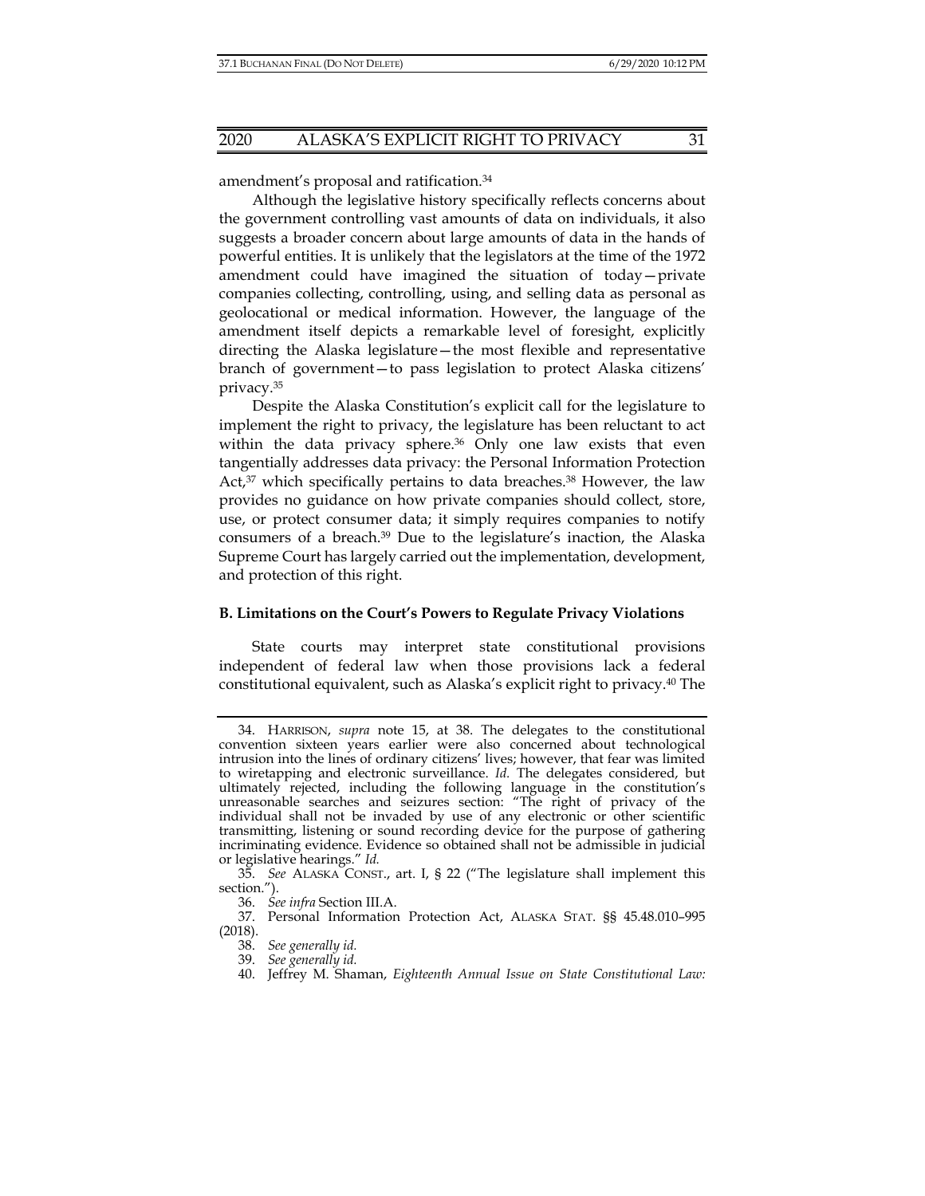amendment's proposal and ratification.[34]

Although the legislative history specifically reflects concerns about the government controlling vast amounts of data on individuals, it also suggests a broader concern about large amounts of data in the hands of powerful entities. It is unlikely that the legislators at the time of the 1972 amendment could have imagined the situation of today—private companies collecting, controlling, using, and selling data as personal as geolocational or medical information. However, the language of the amendment itself depicts a remarkable level of foresight, explicitly directing the Alaska legislature—the most flexible and representative branch of government—to pass legislation to protect Alaska citizens' privacy.[35]

Despite the Alaska Constitution's explicit call for the legislature to implement the right to privacy, the legislature has been reluctant to act within the data privacy sphere.[36] Only one law exists that even tangentially addresses data privacy: the Personal Information Protection Act,[37] which specifically pertains to data breaches.[38] However, the law provides no guidance on how private companies should collect, store, use, or protect consumer data; it simply requires companies to notify consumers of a breach.[39] Due to the legislature's inaction, the Alaska Supreme Court has largely carried out the implementation, development, and protection of this right.

### B. Limitations on the Court's Powers to Regulate Privacy Violations

State courts may interpret state constitutional provisions independent of federal law when those provisions lack a federal constitutional equivalent, such as Alaska's explicit right to privacy.[40] The

---

34. HARRISON, *supra* note 15, at 38. The delegates to the constitutional convention sixteen years earlier were also concerned about technological intrusion into the lines of ordinary citizens' lives; however, that fear was limited to wiretapping and electronic surveillance. *Id.* The delegates considered, but ultimately rejected, including the following language in the constitution's unreasonable searches and seizures section: "The right of privacy of the individual shall not be invaded by use of any electronic or other scientific transmitting, listening or sound recording device for the purpose of gathering incriminating evidence. Evidence so obtained shall not be admissible in judicial or legislative hearings." *Id.*

35. *See* ALASKA CONST., art. I, § 22 ("The legislature shall implement this section.").

36. *See infra* Section III.A.

37. Personal Information Protection Act, ALASKA STAT. §§ 45.48.010–995 (2018).

38. *See generally id.*

39. *See generally id.*

40. Jeffrey M. Shaman, *Eighteenth Annual Issue on State Constitutional Law:*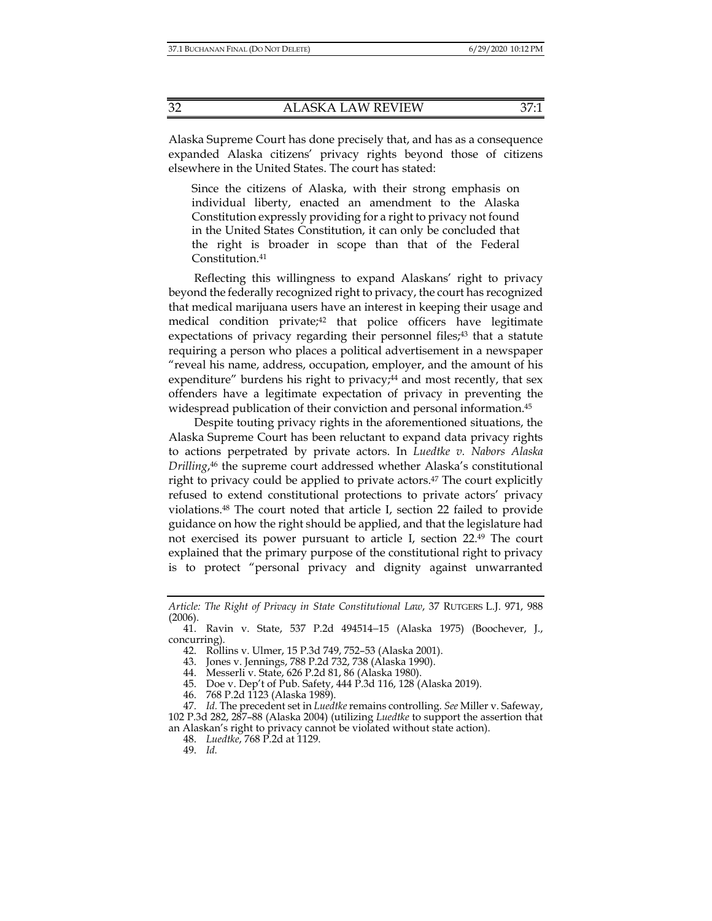Alaska Supreme Court has done precisely that, and has as a consequence expanded Alaska citizens' privacy rights beyond those of citizens elsewhere in the United States. The court has stated:

> Since the citizens of Alaska, with their strong emphasis on individual liberty, enacted an amendment to the Alaska Constitution expressly providing for a right to privacy not found in the United States Constitution, it can only be concluded that the right is broader in scope than that of the Federal Constitution.[41]

Reflecting this willingness to expand Alaskans' right to privacy beyond the federally recognized right to privacy, the court has recognized that medical marijuana users have an interest in keeping their usage and medical condition private;[42] that police officers have legitimate expectations of privacy regarding their personnel files;[43] that a statute requiring a person who places a political advertisement in a newspaper "reveal his name, address, occupation, employer, and the amount of his expenditure" burdens his right to privacy;[44] and most recently, that sex offenders have a legitimate expectation of privacy in preventing the widespread publication of their conviction and personal information.[45]

Despite touting privacy rights in the aforementioned situations, the Alaska Supreme Court has been reluctant to expand data privacy rights to actions perpetrated by private actors. In *Luedtke v. Nabors Alaska Drilling*,[46] the supreme court addressed whether Alaska's constitutional right to privacy could be applied to private actors.[47] The court explicitly refused to extend constitutional protections to private actors' privacy violations.[48] The court noted that article I, section 22 failed to provide guidance on how the right should be applied, and that the legislature had not exercised its power pursuant to article I, section 22.[49] The court explained that the primary purpose of the constitutional right to privacy is to protect "personal privacy and dignity against unwarranted

---

*Article: The Right of Privacy in State Constitutional Law*, 37 RUTGERS L.J. 971, 988 (2006).

41. Ravin v. State, 537 P.2d 494514–15 (Alaska 1975) (Boochever, J., concurring).

42. Rollins v. Ulmer, 15 P.3d 749, 752–53 (Alaska 2001).

43. Jones v. Jennings, 788 P.2d 732, 738 (Alaska 1990).

44. Messerli v. State, 626 P.2d 81, 86 (Alaska 1980).

45. Doe v. Dep't of Pub. Safety, 444 P.3d 116, 128 (Alaska 2019).

46. 768 P.2d 1123 (Alaska 1989).

47. *Id.* The precedent set in *Luedtke* remains controlling. *See* Miller v. Safeway, 102 P.3d 282, 287–88 (Alaska 2004) (utilizing *Luedtke* to support the assertion that an Alaskan's right to privacy cannot be violated without state action).

48. *Luedtke*, 768 P.2d at 1129.

49. *Id.*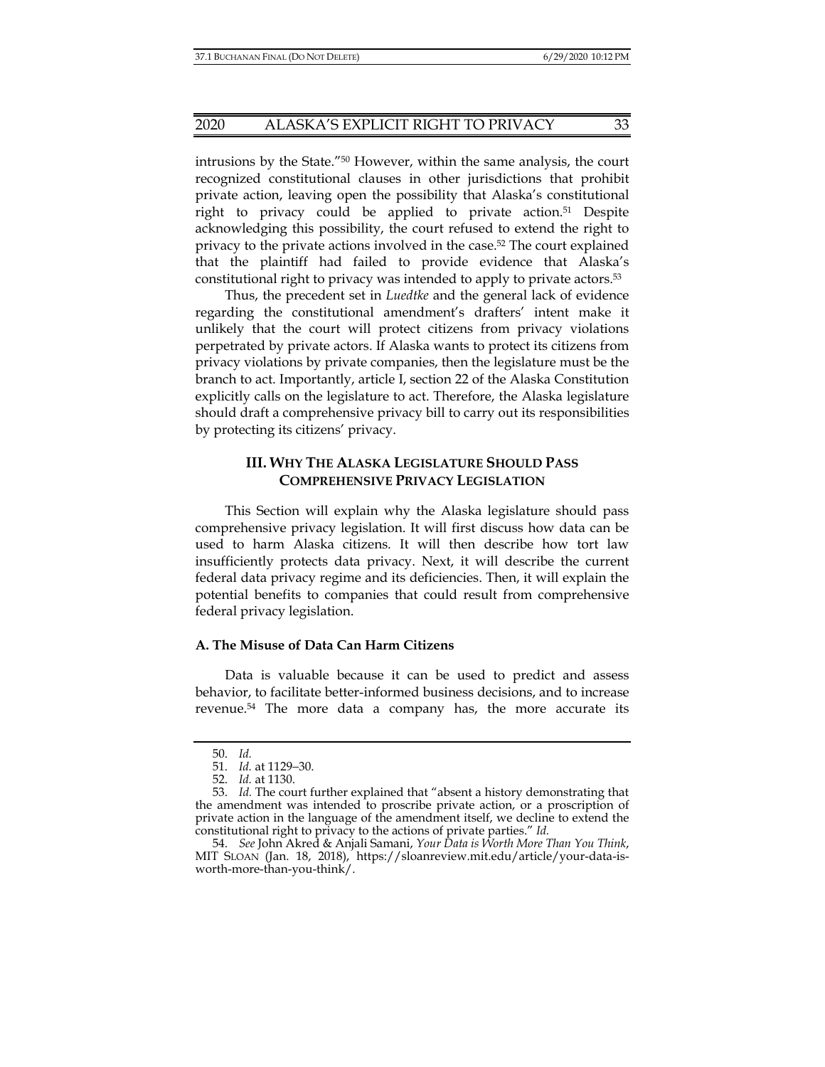intrusions by the State."[50] However, within the same analysis, the court recognized constitutional clauses in other jurisdictions that prohibit private action, leaving open the possibility that Alaska's constitutional right to privacy could be applied to private action.[51] Despite acknowledging this possibility, the court refused to extend the right to privacy to the private actions involved in the case.[52] The court explained that the plaintiff had failed to provide evidence that Alaska's constitutional right to privacy was intended to apply to private actors.[53]

Thus, the precedent set in *Luedtke* and the general lack of evidence regarding the constitutional amendment's drafters' intent make it unlikely that the court will protect citizens from privacy violations perpetrated by private actors. If Alaska wants to protect its citizens from privacy violations by private companies, then the legislature must be the branch to act. Importantly, article I, section 22 of the Alaska Constitution explicitly calls on the legislature to act. Therefore, the Alaska legislature should draft a comprehensive privacy bill to carry out its responsibilities by protecting its citizens' privacy.

## III. WHY THE ALASKA LEGISLATURE SHOULD PASS COMPREHENSIVE PRIVACY LEGISLATION

This Section will explain why the Alaska legislature should pass comprehensive privacy legislation. It will first discuss how data can be used to harm Alaska citizens. It will then describe how tort law insufficiently protects data privacy. Next, it will describe the current federal data privacy regime and its deficiencies. Then, it will explain the potential benefits to companies that could result from comprehensive federal privacy legislation.

### A. The Misuse of Data Can Harm Citizens

Data is valuable because it can be used to predict and assess behavior, to facilitate better-informed business decisions, and to increase revenue.[54] The more data a company has, the more accurate its

---

50. *Id.*

51. *Id.* at 1129–30.

52. *Id.* at 1130.

53. *Id.* The court further explained that "absent a history demonstrating that the amendment was intended to proscribe private action, or a proscription of private action in the language of the amendment itself, we decline to extend the constitutional right to privacy to the actions of private parties." *Id.*

54. *See* John Akred & Anjali Samani, *Your Data is Worth More Than You Think*, MIT SLOAN (Jan. 18, 2018), https://sloanreview.mit.edu/article/your-data-is-worth-more-than-you-think/.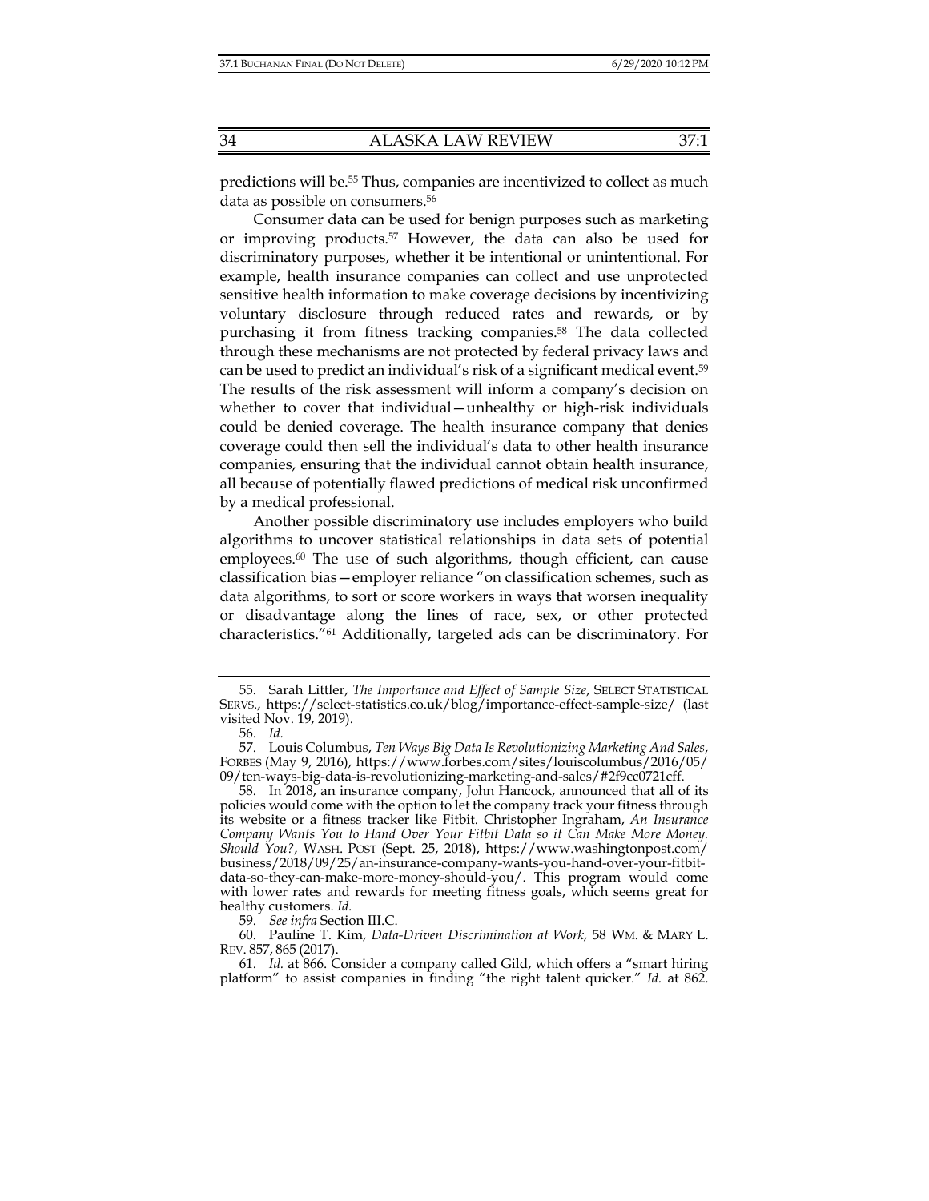predictions will be.[55] Thus, companies are incentivized to collect as much data as possible on consumers.[56]

Consumer data can be used for benign purposes such as marketing or improving products.[57] However, the data can also be used for discriminatory purposes, whether it be intentional or unintentional. For example, health insurance companies can collect and use unprotected sensitive health information to make coverage decisions by incentivizing voluntary disclosure through reduced rates and rewards, or by purchasing it from fitness tracking companies.[58] The data collected through these mechanisms are not protected by federal privacy laws and can be used to predict an individual's risk of a significant medical event.[59] The results of the risk assessment will inform a company's decision on whether to cover that individual—unhealthy or high-risk individuals could be denied coverage. The health insurance company that denies coverage could then sell the individual's data to other health insurance companies, ensuring that the individual cannot obtain health insurance, all because of potentially flawed predictions of medical risk unconfirmed by a medical professional.

Another possible discriminatory use includes employers who build algorithms to uncover statistical relationships in data sets of potential employees.[60] The use of such algorithms, though efficient, can cause classification bias—employer reliance "on classification schemes, such as data algorithms, to sort or score workers in ways that worsen inequality or disadvantage along the lines of race, sex, or other protected characteristics."[61] Additionally, targeted ads can be discriminatory. For

---

55. Sarah Littler, *The Importance and Effect of Sample Size*, SELECT STATISTICAL SERVS., https://select-statistics.co.uk/blog/importance-effect-sample-size/ (last visited Nov. 19, 2019).

56. *Id.*

57. Louis Columbus, *Ten Ways Big Data Is Revolutionizing Marketing And Sales*, FORBES (May 9, 2016), https://www.forbes.com/sites/louiscolumbus/2016/05/09/ten-ways-big-data-is-revolutionizing-marketing-and-sales/#2f9cc0721cff.

58. In 2018, an insurance company, John Hancock, announced that all of its policies would come with the option to let the company track your fitness through its website or a fitness tracker like Fitbit. Christopher Ingraham, *An Insurance Company Wants You to Hand Over Your Fitbit Data so it Can Make More Money. Should You?*, WASH. POST (Sept. 25, 2018), https://www.washingtonpost.com/business/2018/09/25/an-insurance-company-wants-you-hand-over-your-fitbit-data-so-they-can-make-more-money-should-you/. This program would come with lower rates and rewards for meeting fitness goals, which seems great for healthy customers. *Id.*

59. *See infra* Section III.C.

60. Pauline T. Kim, *Data-Driven Discrimination at Work*, 58 WM. & MARY L. REV. 857, 865 (2017).

61. *Id.* at 866. Consider a company called Gild, which offers a "smart hiring platform" to assist companies in finding "the right talent quicker." *Id.* at 862.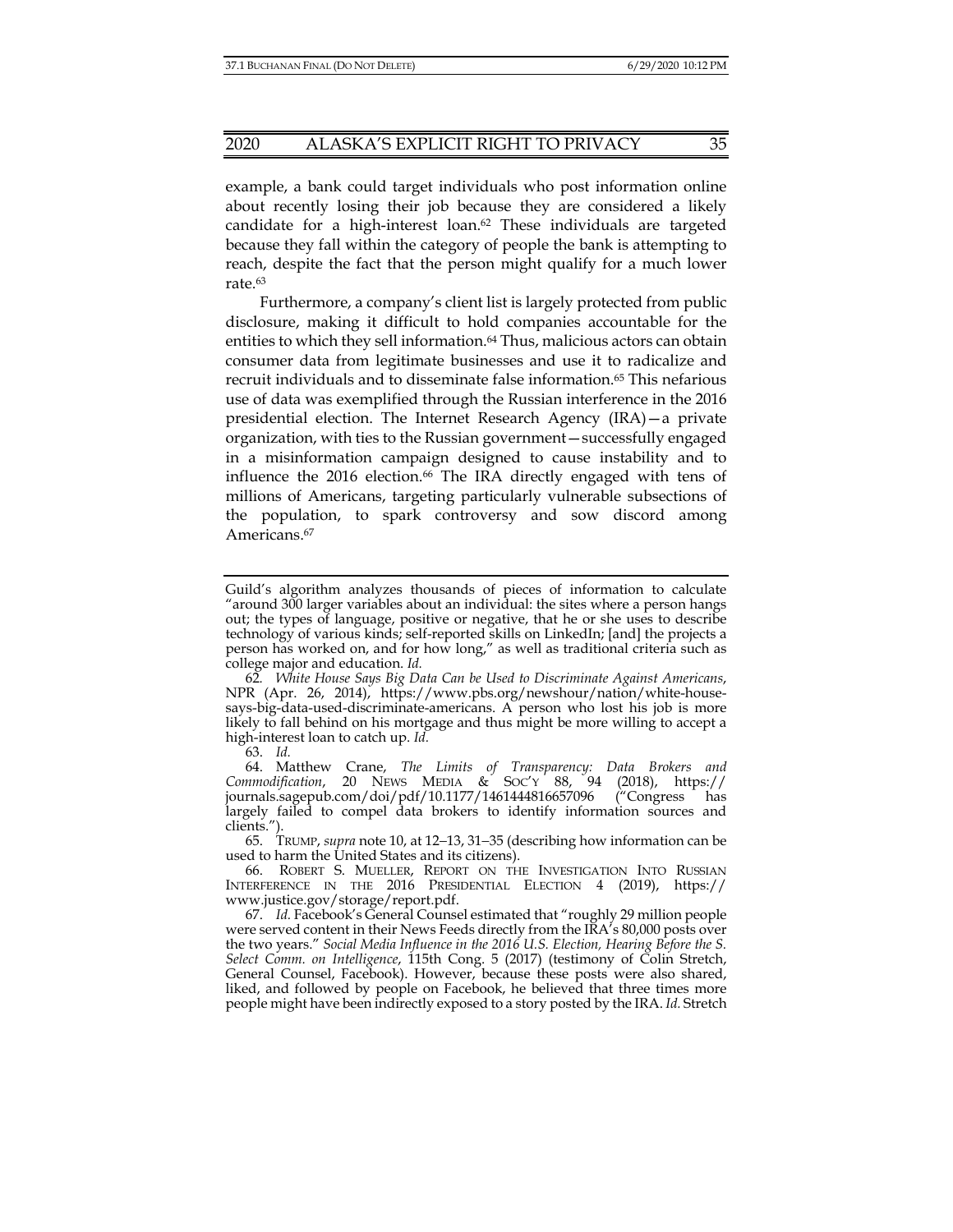example, a bank could target individuals who post information online about recently losing their job because they are considered a likely candidate for a high-interest loan.[62] These individuals are targeted because they fall within the category of people the bank is attempting to reach, despite the fact that the person might qualify for a much lower rate.[63]

Furthermore, a company's client list is largely protected from public disclosure, making it difficult to hold companies accountable for the entities to which they sell information.[64] Thus, malicious actors can obtain consumer data from legitimate businesses and use it to radicalize and recruit individuals and to disseminate false information.[65] This nefarious use of data was exemplified through the Russian interference in the 2016 presidential election. The Internet Research Agency (IRA)—a private organization, with ties to the Russian government—successfully engaged in a misinformation campaign designed to cause instability and to influence the 2016 election.[66] The IRA directly engaged with tens of millions of Americans, targeting particularly vulnerable subsections of the population, to spark controversy and sow discord among Americans.[67]

---

Guild's algorithm analyzes thousands of pieces of information to calculate "around 300 larger variables about an individual: the sites where a person hangs out; the types of language, positive or negative, that he or she uses to describe technology of various kinds; self-reported skills on LinkedIn; [and] the projects a person has worked on, and for how long," as well as traditional criteria such as college major and education. *Id.*

62. *White House Says Big Data Can be Used to Discriminate Against Americans*, NPR (Apr. 26, 2014), https://www.pbs.org/newshour/nation/white-house-says-big-data-used-discriminate-americans. A person who lost his job is more likely to fall behind on his mortgage and thus might be more willing to accept a high-interest loan to catch up. *Id.*

63. *Id.*

64. Matthew Crane, *The Limits of Transparency: Data Brokers and Commodification*, 20 NEWS MEDIA & SOC'Y 88, 94 (2018), https://journals.sagepub.com/doi/pdf/10.1177/1461444816657096 ("Congress has largely failed to compel data brokers to identify information sources and clients.").

65. TRUMP, *supra* note 10, at 12–13, 31–35 (describing how information can be used to harm the United States and its citizens).

66. ROBERT S. MUELLER, REPORT ON THE INVESTIGATION INTO RUSSIAN INTERFERENCE IN THE 2016 PRESIDENTIAL ELECTION 4 (2019), https://www.justice.gov/storage/report.pdf.

67. *Id.* Facebook's General Counsel estimated that "roughly 29 million people were served content in their News Feeds directly from the IRA's 80,000 posts over the two years." *Social Media Influence in the 2016 U.S. Election, Hearing Before the S. Select Comm. on Intelligence*, 115th Cong. 5 (2017) (testimony of Colin Stretch, General Counsel, Facebook). However, because these posts were also shared, liked, and followed by people on Facebook, he believed that three times more people might have been indirectly exposed to a story posted by the IRA. *Id.* Stretch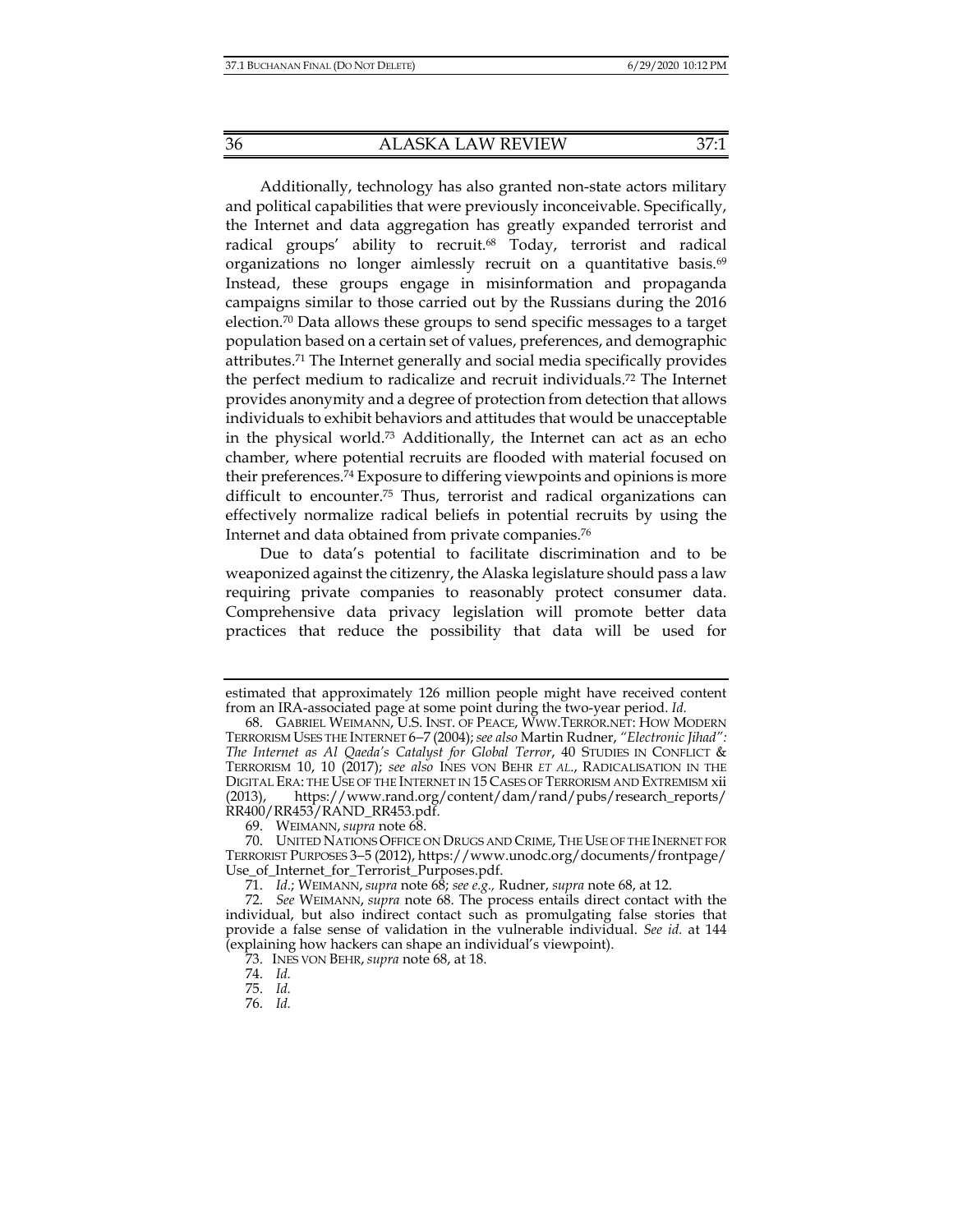Additionally, technology has also granted non-state actors military and political capabilities that were previously inconceivable. Specifically, the Internet and data aggregation has greatly expanded terrorist and radical groups' ability to recruit.[68] Today, terrorist and radical organizations no longer aimlessly recruit on a quantitative basis.[69] Instead, these groups engage in misinformation and propaganda campaigns similar to those carried out by the Russians during the 2016 election.[70] Data allows these groups to send specific messages to a target population based on a certain set of values, preferences, and demographic attributes.[71] The Internet generally and social media specifically provides the perfect medium to radicalize and recruit individuals.[72] The Internet provides anonymity and a degree of protection from detection that allows individuals to exhibit behaviors and attitudes that would be unacceptable in the physical world.[73] Additionally, the Internet can act as an echo chamber, where potential recruits are flooded with material focused on their preferences.[74] Exposure to differing viewpoints and opinions is more difficult to encounter.[75] Thus, terrorist and radical organizations can effectively normalize radical beliefs in potential recruits by using the Internet and data obtained from private companies.[76]

Due to data's potential to facilitate discrimination and to be weaponized against the citizenry, the Alaska legislature should pass a law requiring private companies to reasonably protect consumer data. Comprehensive data privacy legislation will promote better data practices that reduce the possibility that data will be used for

---

estimated that approximately 126 million people might have received content from an IRA-associated page at some point during the two-year period. *Id.*

68. GABRIEL WEIMANN, U.S. INST. OF PEACE, WWW.TERROR.NET: HOW MODERN TERRORISM USES THE INTERNET 6–7 (2004); *see also* Martin Rudner, *"Electronic Jihad": The Internet as Al Qaeda's Catalyst for Global Terror*, 40 STUDIES IN CONFLICT & TERRORISM 10, 10 (2017); *see also* INES VON BEHR *ET AL.*, RADICALISATION IN THE DIGITAL ERA: THE USE OF THE INTERNET IN 15 CASES OF TERRORISM AND EXTREMISM xii (2013), https://www.rand.org/content/dam/rand/pubs/research_reports/RR400/RR453/RAND_RR453.pdf.

69. WEIMANN, *supra* note 68.

70. UNITED NATIONS OFFICE ON DRUGS AND CRIME, THE USE OF THE INERNET FOR TERRORIST PURPOSES 3–5 (2012), https://www.unodc.org/documents/frontpage/Use_of_Internet_for_Terrorist_Purposes.pdf.

71. *Id.*; WEIMANN, *supra* note 68; *see e.g.,* Rudner, *supra* note 68, at 12.

72. *See* WEIMANN, *supra* note 68. The process entails direct contact with the individual, but also indirect contact such as promulgating false stories that provide a false sense of validation in the vulnerable individual. *See id.* at 144 (explaining how hackers can shape an individual's viewpoint).

73. INES VON BEHR, *supra* note 68, at 18.

74. *Id.*

75. *Id.*

76. *Id.*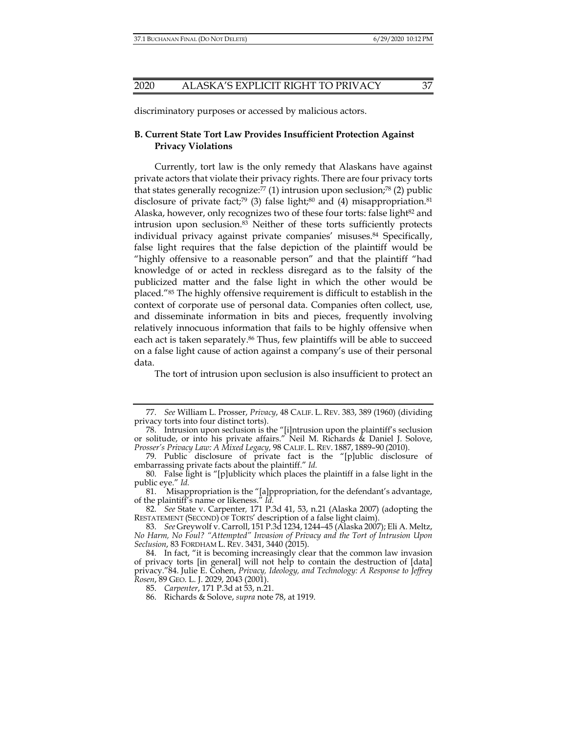discriminatory purposes or accessed by malicious actors.

### B. Current State Tort Law Provides Insufficient Protection Against Privacy Violations

Currently, tort law is the only remedy that Alaskans have against private actors that violate their privacy rights. There are four privacy torts that states generally recognize:[77] (1) intrusion upon seclusion;[78] (2) public disclosure of private fact;[79] (3) false light;[80] and (4) misappropriation.[81] Alaska, however, only recognizes two of these four torts: false light[82] and intrusion upon seclusion.[83] Neither of these torts sufficiently protects individual privacy against private companies' misuses.[84] Specifically, false light requires that the false depiction of the plaintiff would be "highly offensive to a reasonable person" and that the plaintiff "had knowledge of or acted in reckless disregard as to the falsity of the publicized matter and the false light in which the other would be placed."[85] The highly offensive requirement is difficult to establish in the context of corporate use of personal data. Companies often collect, use, and disseminate information in bits and pieces, frequently involving relatively innocuous information that fails to be highly offensive when each act is taken separately.[86] Thus, few plaintiffs will be able to succeed on a false light cause of action against a company's use of their personal data.

The tort of intrusion upon seclusion is also insufficient to protect an

---

77. *See* William L. Prosser, *Privacy*, 48 CALIF. L. REV. 383, 389 (1960) (dividing privacy torts into four distinct torts).

78. Intrusion upon seclusion is the "[i]ntrusion upon the plaintiff's seclusion or solitude, or into his private affairs." Neil M. Richards & Daniel J. Solove, *Prosser's Privacy Law: A Mixed Legacy*, 98 CALIF. L. REV. 1887, 1889–90 (2010).

79. Public disclosure of private fact is the "[p]ublic disclosure of embarrassing private facts about the plaintiff." *Id.*

80. False light is "[p]ublicity which places the plaintiff in a false light in the public eye." *Id.*

81. Misappropriation is the "[a]ppropriation, for the defendant's advantage, of the plaintiff's name or likeness." *Id.*

82. *See* State v. Carpenter, 171 P.3d 41, 53, n.21 (Alaska 2007) (adopting the RESTATEMENT (SECOND) OF TORTS' description of a false light claim).

83. *See* Greywolf v. Carroll, 151 P.3d 1234, 1244–45 (Alaska 2007); Eli A. Meltz, *No Harm, No Foul? "Attempted" Invasion of Privacy and the Tort of Intrusion Upon Seclusion*, 83 FORDHAM L. REV. 3431, 3440 (2015).

84. In fact, "it is becoming increasingly clear that the common law invasion of privacy torts [in general] will not help to contain the destruction of [data] privacy."84. Julie E. Cohen, *Privacy, Ideology, and Technology: A Response to Jeffrey Rosen*, 89 GEO. L. J. 2029, 2043 (2001).

85. *Carpenter*, 171 P.3d at 53, n.21.

86. Richards & Solove, *supra* note 78, at 1919.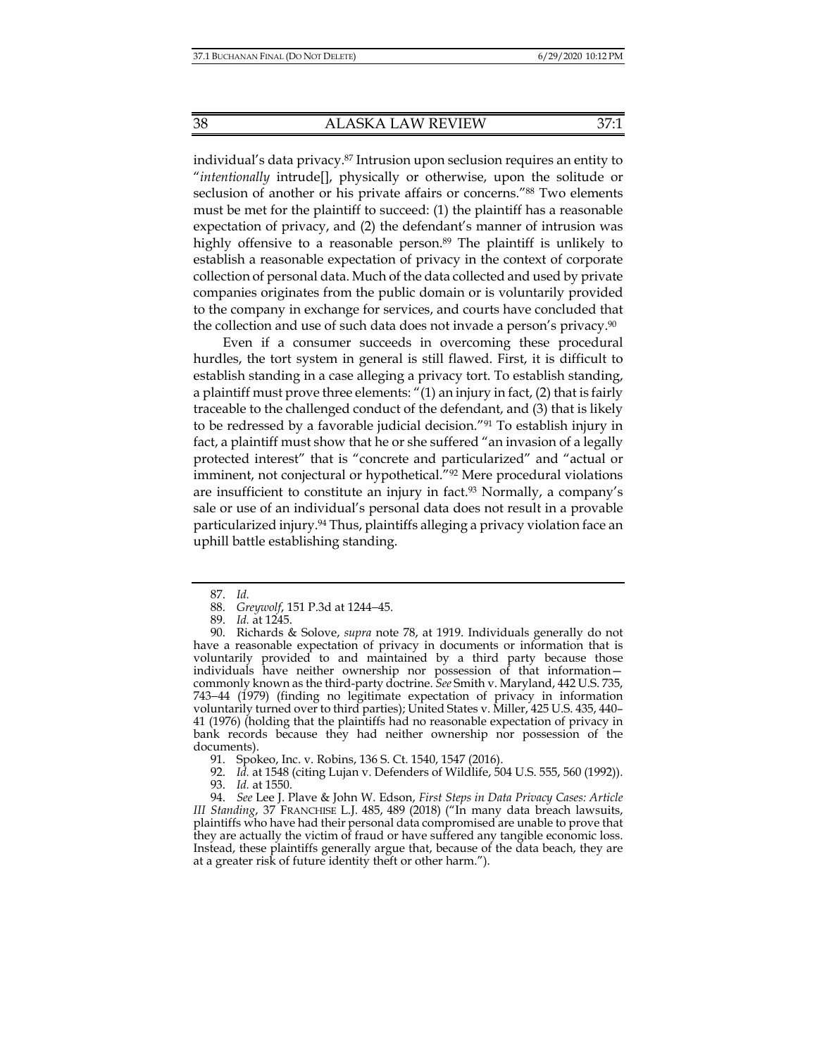individual's data privacy.[87] Intrusion upon seclusion requires an entity to "*intentionally* intrude[], physically or otherwise, upon the solitude or seclusion of another or his private affairs or concerns."[88] Two elements must be met for the plaintiff to succeed: (1) the plaintiff has a reasonable expectation of privacy, and (2) the defendant's manner of intrusion was highly offensive to a reasonable person.[89] The plaintiff is unlikely to establish a reasonable expectation of privacy in the context of corporate collection of personal data. Much of the data collected and used by private companies originates from the public domain or is voluntarily provided to the company in exchange for services, and courts have concluded that the collection and use of such data does not invade a person's privacy.[90]

Even if a consumer succeeds in overcoming these procedural hurdles, the tort system in general is still flawed. First, it is difficult to establish standing in a case alleging a privacy tort. To establish standing, a plaintiff must prove three elements: "(1) an injury in fact, (2) that is fairly traceable to the challenged conduct of the defendant, and (3) that is likely to be redressed by a favorable judicial decision."[91] To establish injury in fact, a plaintiff must show that he or she suffered "an invasion of a legally protected interest" that is "concrete and particularized" and "actual or imminent, not conjectural or hypothetical."[92] Mere procedural violations are insufficient to constitute an injury in fact.[93] Normally, a company's sale or use of an individual's personal data does not result in a provable particularized injury.[94] Thus, plaintiffs alleging a privacy violation face an uphill battle establishing standing.

---

87. *Id.*

88. *Greywolf*, 151 P.3d at 1244–45.

89. *Id.* at 1245.

90. Richards & Solove, *supra* note 78, at 1919. Individuals generally do not have a reasonable expectation of privacy in documents or information that is voluntarily provided to and maintained by a third party because those individuals have neither ownership nor possession of that information—commonly known as the third-party doctrine. *See* Smith v. Maryland, 442 U.S. 735, 743–44 (1979) (finding no legitimate expectation of privacy in information voluntarily turned over to third parties); United States v. Miller, 425 U.S. 435, 440–41 (1976) (holding that the plaintiffs had no reasonable expectation of privacy in bank records because they had neither ownership nor possession of the documents).

91. Spokeo, Inc. v. Robins, 136 S. Ct. 1540, 1547 (2016).

92. *Id.* at 1548 (citing Lujan v. Defenders of Wildlife, 504 U.S. 555, 560 (1992)).

93. *Id.* at 1550.

94. *See* Lee J. Plave & John W. Edson, *First Steps in Data Privacy Cases: Article III Standing*, 37 FRANCHISE L.J. 485, 489 (2018) ("In many data breach lawsuits, plaintiffs who have had their personal data compromised are unable to prove that they are actually the victim of fraud or have suffered any tangible economic loss. Instead, these plaintiffs generally argue that, because of the data beach, they are at a greater risk of future identity theft or other harm.").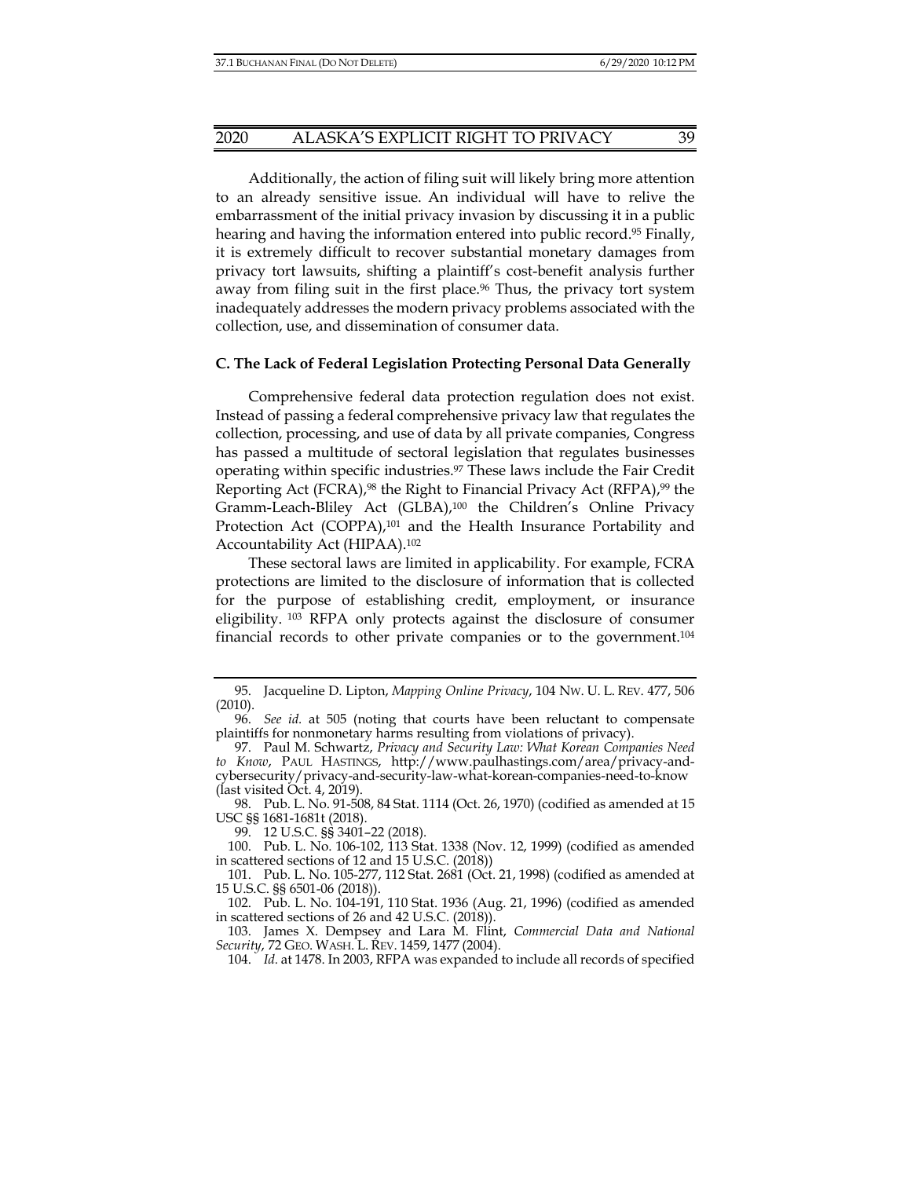Additionally, the action of filing suit will likely bring more attention to an already sensitive issue. An individual will have to relive the embarrassment of the initial privacy invasion by discussing it in a public hearing and having the information entered into public record.[95] Finally, it is extremely difficult to recover substantial monetary damages from privacy tort lawsuits, shifting a plaintiff's cost-benefit analysis further away from filing suit in the first place.[96] Thus, the privacy tort system inadequately addresses the modern privacy problems associated with the collection, use, and dissemination of consumer data.

### C. The Lack of Federal Legislation Protecting Personal Data Generally

Comprehensive federal data protection regulation does not exist. Instead of passing a federal comprehensive privacy law that regulates the collection, processing, and use of data by all private companies, Congress has passed a multitude of sectoral legislation that regulates businesses operating within specific industries.[97] These laws include the Fair Credit Reporting Act (FCRA),[98] the Right to Financial Privacy Act (RFPA),[99] the Gramm-Leach-Bliley Act (GLBA),[100] the Children's Online Privacy Protection Act (COPPA),[101] and the Health Insurance Portability and Accountability Act (HIPAA).[102]

These sectoral laws are limited in applicability. For example, FCRA protections are limited to the disclosure of information that is collected for the purpose of establishing credit, employment, or insurance eligibility.[103] RFPA only protects against the disclosure of consumer financial records to other private companies or to the government.[104]

---

95. Jacqueline D. Lipton, *Mapping Online Privacy*, 104 NW. U. L. REV. 477, 506 (2010).

96. *See id.* at 505 (noting that courts have been reluctant to compensate plaintiffs for nonmonetary harms resulting from violations of privacy).

97. Paul M. Schwartz, *Privacy and Security Law: What Korean Companies Need to Know*, PAUL HASTINGS, http://www.paulhastings.com/area/privacy-and-cybersecurity/privacy-and-security-law-what-korean-companies-need-to-know (last visited Oct. 4, 2019).

98. Pub. L. No. 91-508, 84 Stat. 1114 (Oct. 26, 1970) (codified as amended at 15 USC §§ 1681-1681t (2018).

99. 12 U.S.C. §§ 3401–22 (2018).

100. Pub. L. No. 106-102, 113 Stat. 1338 (Nov. 12, 1999) (codified as amended in scattered sections of 12 and 15 U.S.C. (2018))

101. Pub. L. No. 105-277, 112 Stat. 2681 (Oct. 21, 1998) (codified as amended at 15 U.S.C. §§ 6501-06 (2018)).

102. Pub. L. No. 104-191, 110 Stat. 1936 (Aug. 21, 1996) (codified as amended in scattered sections of 26 and 42 U.S.C. (2018)).

103. James X. Dempsey and Lara M. Flint, *Commercial Data and National Security*, 72 GEO. WASH. L. REV. 1459, 1477 (2004).

104. *Id.* at 1478. In 2003, RFPA was expanded to include all records of specified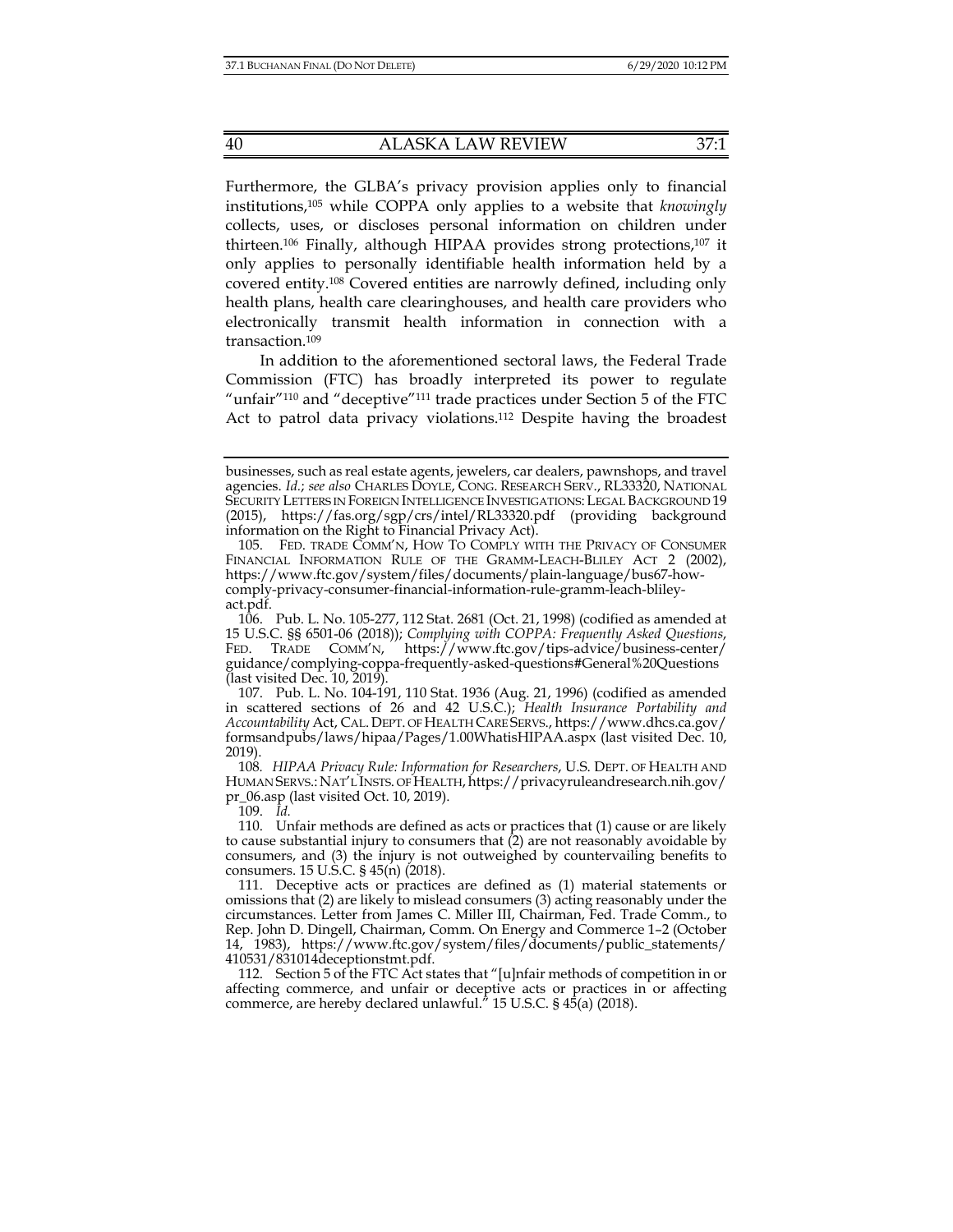Furthermore, the GLBA's privacy provision applies only to financial institutions,[105] while COPPA only applies to a website that *knowingly* collects, uses, or discloses personal information on children under thirteen.[106] Finally, although HIPAA provides strong protections,[107] it only applies to personally identifiable health information held by a covered entity.[108] Covered entities are narrowly defined, including only health plans, health care clearinghouses, and health care providers who electronically transmit health information in connection with a transaction.[109]

In addition to the aforementioned sectoral laws, the Federal Trade Commission (FTC) has broadly interpreted its power to regulate "unfair"[110] and "deceptive"[111] trade practices under Section 5 of the FTC Act to patrol data privacy violations.[112] Despite having the broadest

---

businesses, such as real estate agents, jewelers, car dealers, pawnshops, and travel agencies. *Id.*; *see also* CHARLES DOYLE, CONG. RESEARCH SERV., RL33320, NATIONAL SECURITY LETTERS IN FOREIGN INTELLIGENCE INVESTIGATIONS: LEGAL BACKGROUND 19 (2015), https://fas.org/sgp/crs/intel/RL33320.pdf (providing background information on the Right to Financial Privacy Act).

105. FED. TRADE COMM'N, HOW TO COMPLY WITH THE PRIVACY OF CONSUMER FINANCIAL INFORMATION RULE OF THE GRAMM-LEACH-BLILEY ACT 2 (2002), https://www.ftc.gov/system/files/documents/plain-language/bus67-how-comply-privacy-consumer-financial-information-rule-gramm-leach-bliley-act.pdf.

106. Pub. L. No. 105-277, 112 Stat. 2681 (Oct. 21, 1998) (codified as amended at 15 U.S.C. §§ 6501-06 (2018)); *Complying with COPPA: Frequently Asked Questions*, FED. TRADE COMM'N, https://www.ftc.gov/tips-advice/business-center/guidance/complying-coppa-frequently-asked-questions#General%20Questions (last visited Dec. 10, 2019).

107. Pub. L. No. 104-191, 110 Stat. 1936 (Aug. 21, 1996) (codified as amended in scattered sections of 26 and 42 U.S.C.); *Health Insurance Portability and Accountability* Act, CAL. DEPT. OF HEALTH CARE SERVS., https://www.dhcs.ca.gov/formsandpubs/laws/hipaa/Pages/1.00WhatisHIPAA.aspx (last visited Dec. 10, 2019).

108. *HIPAA Privacy Rule: Information for Researchers*, U.S. DEPT. OF HEALTH AND HUMAN SERVS.: NAT'L INSTS. OF HEALTH, https://privacyruleandresearch.nih.gov/pr_06.asp (last visited Oct. 10, 2019).

109. *Id.*

110. Unfair methods are defined as acts or practices that (1) cause or are likely to cause substantial injury to consumers that (2) are not reasonably avoidable by consumers, and (3) the injury is not outweighed by countervailing benefits to consumers. 15 U.S.C. § 45(n) (2018).

111. Deceptive acts or practices are defined as (1) material statements or omissions that (2) are likely to mislead consumers (3) acting reasonably under the circumstances. Letter from James C. Miller III, Chairman, Fed. Trade Comm., to Rep. John D. Dingell, Chairman, Comm. On Energy and Commerce 1–2 (October 14, 1983), https://www.ftc.gov/system/files/documents/public_statements/410531/831014deceptionstmt.pdf.

112. Section 5 of the FTC Act states that "[u]nfair methods of competition in or affecting commerce, and unfair or deceptive acts or practices in or affecting commerce, are hereby declared unlawful." 15 U.S.C. § 45(a) (2018).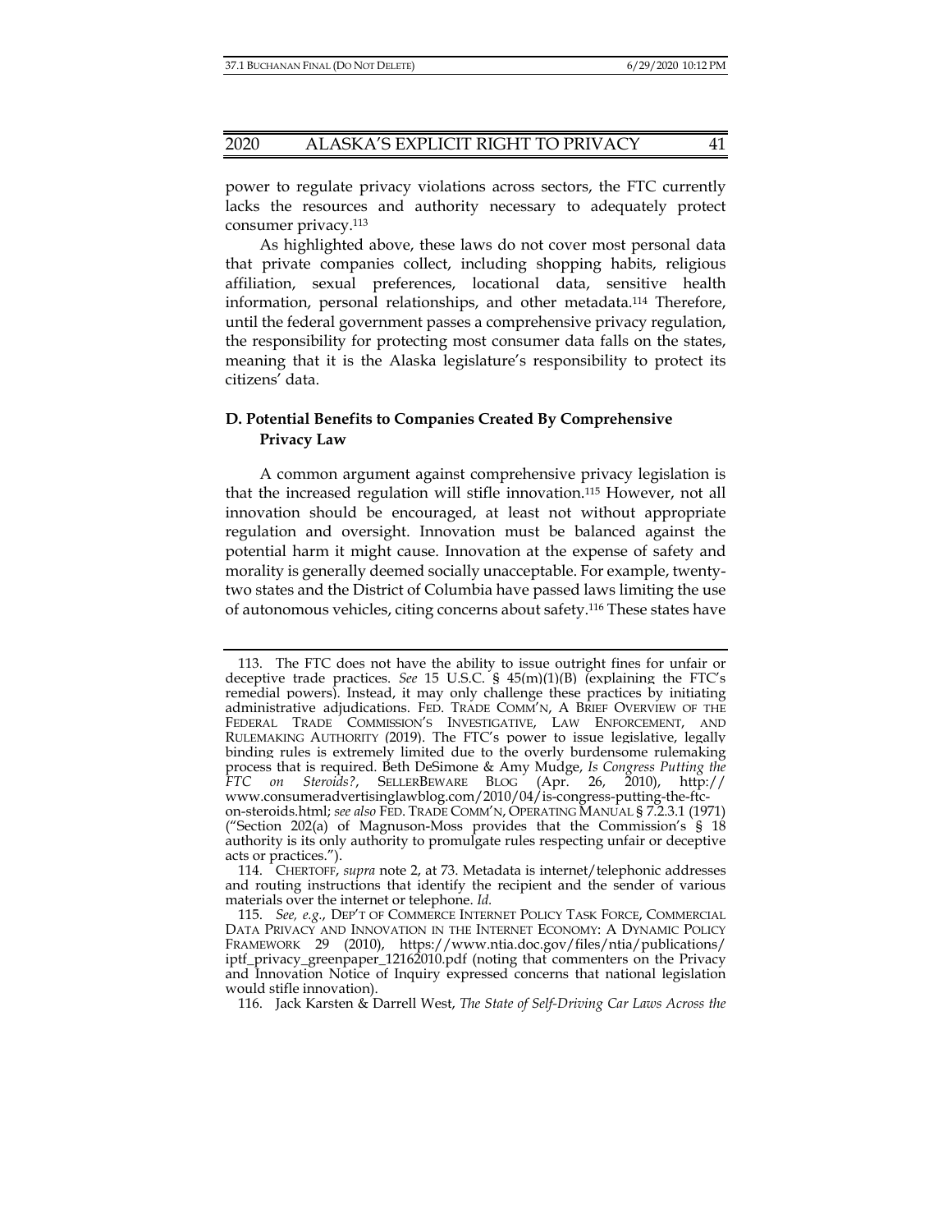power to regulate privacy violations across sectors, the FTC currently lacks the resources and authority necessary to adequately protect consumer privacy.[113]

As highlighted above, these laws do not cover most personal data that private companies collect, including shopping habits, religious affiliation, sexual preferences, locational data, sensitive health information, personal relationships, and other metadata.[114] Therefore, until the federal government passes a comprehensive privacy regulation, the responsibility for protecting most consumer data falls on the states, meaning that it is the Alaska legislature's responsibility to protect its citizens' data.

### D. Potential Benefits to Companies Created By Comprehensive Privacy Law

A common argument against comprehensive privacy legislation is that the increased regulation will stifle innovation.[115] However, not all innovation should be encouraged, at least not without appropriate regulation and oversight. Innovation must be balanced against the potential harm it might cause. Innovation at the expense of safety and morality is generally deemed socially unacceptable. For example, twenty-two states and the District of Columbia have passed laws limiting the use of autonomous vehicles, citing concerns about safety.[116] These states have

---

113. The FTC does not have the ability to issue outright fines for unfair or deceptive trade practices. *See* 15 U.S.C. § 45(m)(1)(B) (explaining the FTC's remedial powers). Instead, it may only challenge these practices by initiating administrative adjudications. FED. TRADE COMM'N, A BRIEF OVERVIEW OF THE FEDERAL TRADE COMMISSION'S INVESTIGATIVE, LAW ENFORCEMENT, AND RULEMAKING AUTHORITY (2019). The FTC's power to issue legislative, legally binding rules is extremely limited due to the overly burdensome rulemaking process that is required. Beth DeSimone & Amy Mudge, *Is Congress Putting the FTC on Steroids?*, SELLERBEWARE BLOG (Apr. 26, 2010), http://www.consumeradvertisinglawblog.com/2010/04/is-congress-putting-the-ftc-on-steroids.html; *see also* FED. TRADE COMM'N, OPERATING MANUAL § 7.2.3.1 (1971) ("Section 202(a) of Magnuson-Moss provides that the Commission's § 18 authority is its only authority to promulgate rules respecting unfair or deceptive acts or practices.").

114. CHERTOFF, *supra* note 2, at 73. Metadata is internet/telephonic addresses and routing instructions that identify the recipient and the sender of various materials over the internet or telephone. *Id.*

115. *See, e.g.*, DEP'T OF COMMERCE INTERNET POLICY TASK FORCE, COMMERCIAL DATA PRIVACY AND INNOVATION IN THE INTERNET ECONOMY: A DYNAMIC POLICY FRAMEWORK 29 (2010), https://www.ntia.doc.gov/files/ntia/publications/iptf_privacy_greenpaper_12162010.pdf (noting that commenters on the Privacy and Innovation Notice of Inquiry expressed concerns that national legislation would stifle innovation).

116. Jack Karsten & Darrell West, *The State of Self-Driving Car Laws Across the*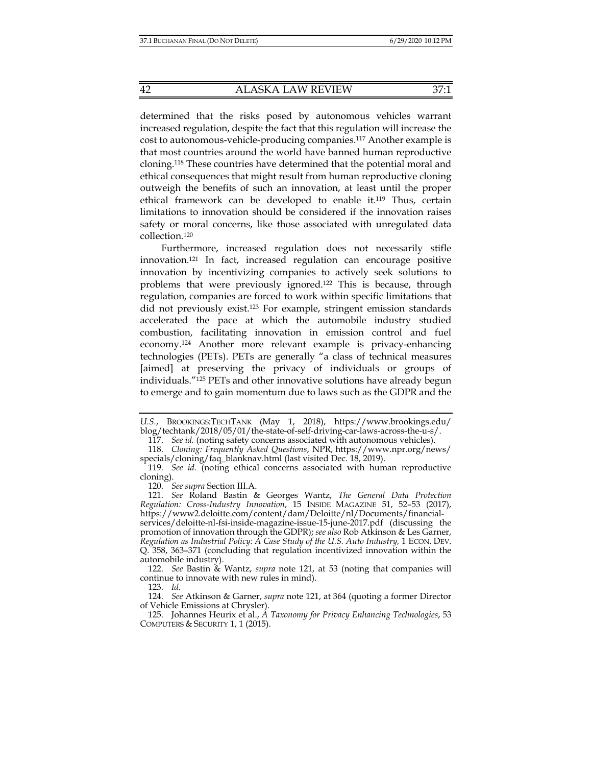determined that the risks posed by autonomous vehicles warrant increased regulation, despite the fact that this regulation will increase the cost to autonomous-vehicle-producing companies.[117] Another example is that most countries around the world have banned human reproductive cloning.[118] These countries have determined that the potential moral and ethical consequences that might result from human reproductive cloning outweigh the benefits of such an innovation, at least until the proper ethical framework can be developed to enable it.[119] Thus, certain limitations to innovation should be considered if the innovation raises safety or moral concerns, like those associated with unregulated data collection.[120]

Furthermore, increased regulation does not necessarily stifle innovation.[121] In fact, increased regulation can encourage positive innovation by incentivizing companies to actively seek solutions to problems that were previously ignored.[122] This is because, through regulation, companies are forced to work within specific limitations that did not previously exist.[123] For example, stringent emission standards accelerated the pace at which the automobile industry studied combustion, facilitating innovation in emission control and fuel economy.[124] Another more relevant example is privacy-enhancing technologies (PETs). PETs are generally "a class of technical measures [aimed] at preserving the privacy of individuals or groups of individuals."[125] PETs and other innovative solutions have already begun to emerge and to gain momentum due to laws such as the GDPR and the

---

*U.S.*, BROOKINGS:TECHTANK (May 1, 2018), https://www.brookings.edu/blog/techtank/2018/05/01/the-state-of-self-driving-car-laws-across-the-u-s/.

117. *See id.* (noting safety concerns associated with autonomous vehicles).

118. *Cloning: Frequently Asked Questions*, NPR, https://www.npr.org/news/specials/cloning/faq_blanknav.html (last visited Dec. 18, 2019).

119. *See id.* (noting ethical concerns associated with human reproductive cloning).

120. *See supra* Section III.A.

121. *See* Roland Bastin & Georges Wantz, *The General Data Protection Regulation: Cross-Industry Innovation*, 15 INSIDE MAGAZINE 51, 52–53 (2017), https://www2.deloitte.com/content/dam/Deloitte/nl/Documents/financial-services/deloitte-nl-fsi-inside-magazine-issue-15-june-2017.pdf (discussing the promotion of innovation through the GDPR); *see also* Rob Atkinson & Les Garner, *Regulation as Industrial Policy: A Case Study of the U.S. Auto Industry*, 1 ECON. DEV. Q. 358, 363–371 (concluding that regulation incentivized innovation within the automobile industry).

122. *See* Bastin & Wantz, *supra* note 121, at 53 (noting that companies will continue to innovate with new rules in mind).

123. *Id.*

124. *See* Atkinson & Garner, *supra* note 121, at 364 (quoting a former Director of Vehicle Emissions at Chrysler).

125. Johannes Heurix et al., *A Taxonomy for Privacy Enhancing Technologies*, 53 COMPUTERS & SECURITY 1, 1 (2015).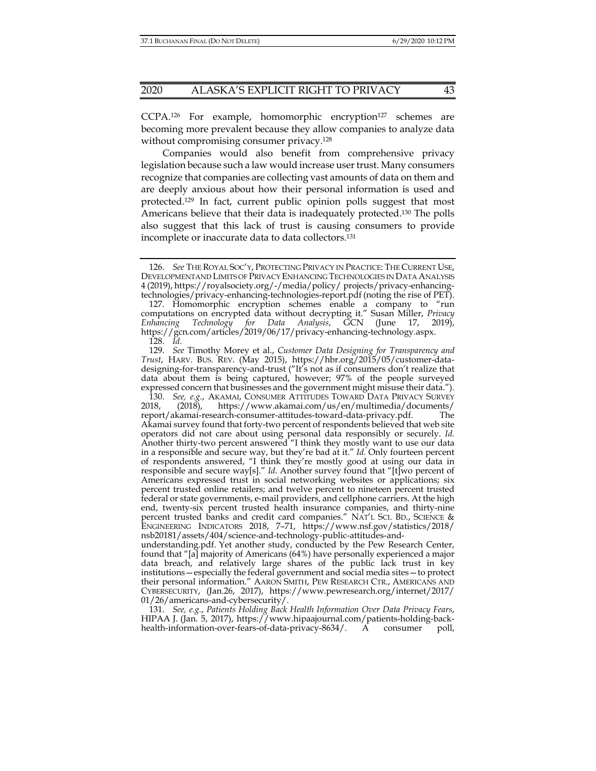CCPA.[126] For example, homomorphic encryption[127] schemes are becoming more prevalent because they allow companies to analyze data without compromising consumer privacy.[128]

Companies would also benefit from comprehensive privacy legislation because such a law would increase user trust. Many consumers recognize that companies are collecting vast amounts of data on them and are deeply anxious about how their personal information is used and protected.[129] In fact, current public opinion polls suggest that most Americans believe that their data is inadequately protected.[130] The polls also suggest that this lack of trust is causing consumers to provide incomplete or inaccurate data to data collectors.[131]

---

126. *See* THE ROYAL SOC'Y, PROTECTING PRIVACY IN PRACTICE: THE CURRENT USE, DEVELOPMENTAND LIMITS OF PRIVACY ENHANCING TECHNOLOGIES IN DATA ANALYSIS 4 (2019), https://royalsociety.org/-/media/policy/ projects/privacy-enhancing-technologies/privacy-enhancing-technologies-report.pdf (noting the rise of PET).

127. Homomorphic encryption schemes enable a company to "run computations on encrypted data without decrypting it." Susan Miller, *Privacy Enhancing Technology for Data Analysis*, GCN (June 17, 2019), https://gcn.com/articles/2019/06/17/privacy-enhancing-technology.aspx.

128. *Id.*

129. *See* Timothy Morey et al., *Customer Data Designing for Transparency and Trust*, HARV. BUS. REV. (May 2015), https://hbr.org/2015/05/customer-data-designing-for-transparency-and-trust ("It's not as if consumers don't realize that data about them is being captured, however; 97% of the people surveyed expressed concern that businesses and the government might misuse their data.").

130. *See, e.g.*, AKAMAI, CONSUMER ATTITUDES TOWARD DATA PRIVACY SURVEY 2018, (2018), https://www.akamai.com/us/en/multimedia/documents/ report/akamai-research-consumer-attitudes-toward-data-privacy.pdf. The Akamai survey found that forty-two percent of respondents believed that web site operators did not care about using personal data responsibly or securely. *Id.* Another thirty-two percent answered "I think they mostly want to use our data in a responsible and secure way, but they're bad at it." *Id.* Only fourteen percent of respondents answered, "I think they're mostly good at using our data in responsible and secure way[s]." *Id.* Another survey found that "[t]wo percent of Americans expressed trust in social networking websites or applications; six percent trusted online retailers; and twelve percent to nineteen percent trusted federal or state governments, e-mail providers, and cellphone carriers. At the high end, twenty-six percent trusted health insurance companies, and thirty-nine percent trusted banks and credit card companies." NAT'L SCI. BD., SCIENCE & ENGINEERING INDICATORS 2018, 7–71, https://www.nsf.gov/statistics/2018/ nsb20181/assets/404/science-and-technology-public-attitudes-and-understanding.pdf. Yet another study, conducted by the Pew Research Center, found that "[a] majority of Americans (64%) have personally experienced a major data breach, and relatively large shares of the public lack trust in key institutions—especially the federal government and social media sites—to protect their personal information." AARON SMITH, PEW RESEARCH CTR., AMERICANS AND CYBERSECURITY, (Jan.26, 2017), https://www.pewresearch.org/internet/2017/ 01/26/americans-and-cybersecurity/.

131. *See, e.g.*, *Patients Holding Back Health Information Over Data Privacy Fears*, HIPAA J. (Jan. 5, 2017), https://www.hipaajournal.com/patients-holding-back-health-information-over-fears-of-data-privacy-8634/. A consumer poll,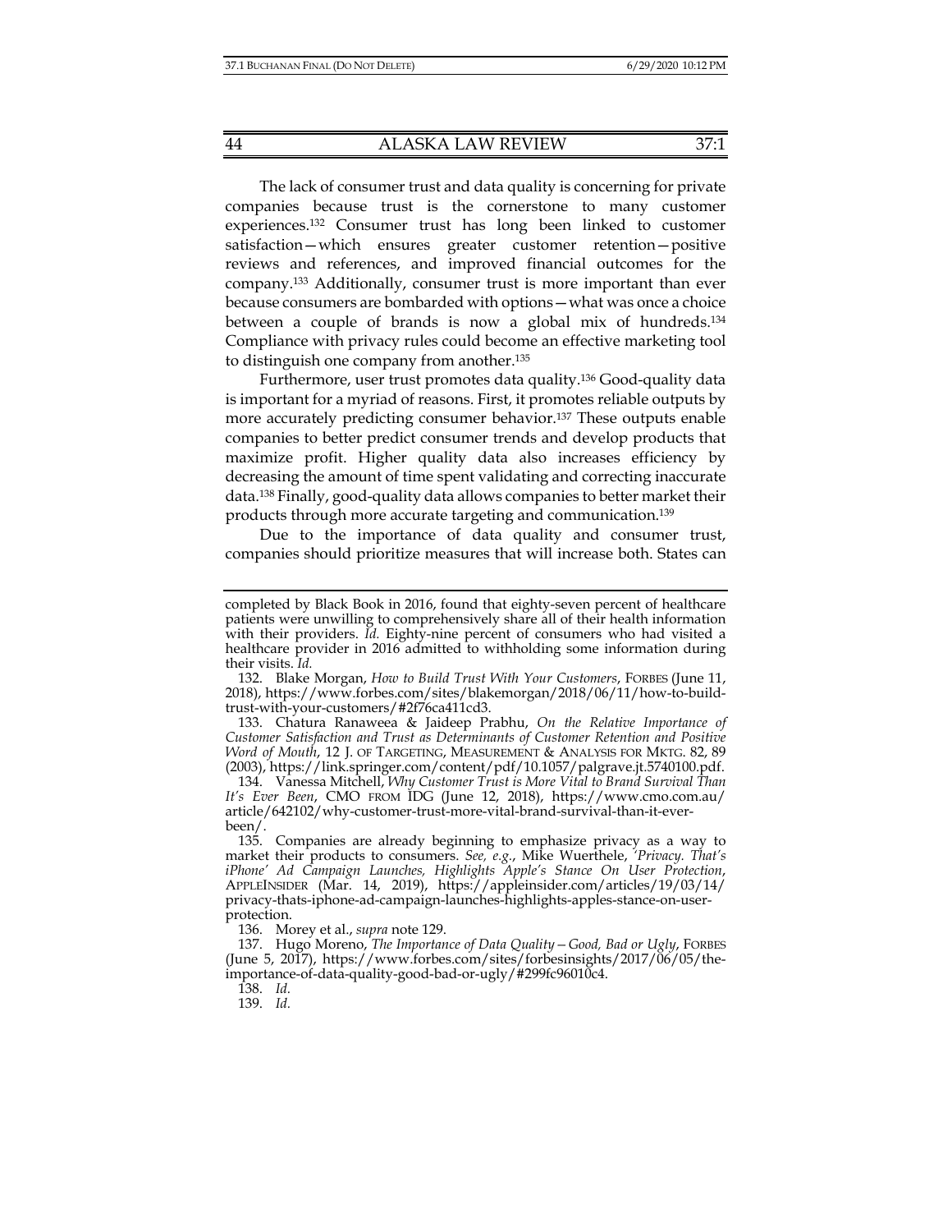The lack of consumer trust and data quality is concerning for private companies because trust is the cornerstone to many customer experiences.[132] Consumer trust has long been linked to customer satisfaction—which ensures greater customer retention—positive reviews and references, and improved financial outcomes for the company.[133] Additionally, consumer trust is more important than ever because consumers are bombarded with options—what was once a choice between a couple of brands is now a global mix of hundreds.[134] Compliance with privacy rules could become an effective marketing tool to distinguish one company from another.[135]

Furthermore, user trust promotes data quality.[136] Good-quality data is important for a myriad of reasons. First, it promotes reliable outputs by more accurately predicting consumer behavior.[137] These outputs enable companies to better predict consumer trends and develop products that maximize profit. Higher quality data also increases efficiency by decreasing the amount of time spent validating and correcting inaccurate data.[138] Finally, good-quality data allows companies to better market their products through more accurate targeting and communication.[139]

Due to the importance of data quality and consumer trust, companies should prioritize measures that will increase both. States can

---

completed by Black Book in 2016, found that eighty-seven percent of healthcare patients were unwilling to comprehensively share all of their health information with their providers. *Id.* Eighty-nine percent of consumers who had visited a healthcare provider in 2016 admitted to withholding some information during their visits. *Id.*

132. Blake Morgan, *How to Build Trust With Your Customers*, FORBES (June 11, 2018), https://www.forbes.com/sites/blakemorgan/2018/06/11/how-to-build-trust-with-your-customers/#2f76ca411cd3.

133. Chatura Ranaweea & Jaideep Prabhu, *On the Relative Importance of Customer Satisfaction and Trust as Determinants of Customer Retention and Positive Word of Mouth*, 12 J. OF TARGETING, MEASUREMENT & ANALYSIS FOR MKTG. 82, 89 (2003), https://link.springer.com/content/pdf/10.1057/palgrave.jt.5740100.pdf.

134. Vanessa Mitchell, *Why Customer Trust is More Vital to Brand Survival Than It's Ever Been*, CMO FROM IDG (June 12, 2018), https://www.cmo.com.au/article/642102/why-customer-trust-more-vital-brand-survival-than-it-ever-been/.

135. Companies are already beginning to emphasize privacy as a way to market their products to consumers. *See, e.g.*, Mike Wuerthele, *'Privacy. That's iPhone' Ad Campaign Launches, Highlights Apple's Stance On User Protection*, APPLEINSIDER (Mar. 14, 2019), https://appleinsider.com/articles/19/03/14/privacy-thats-iphone-ad-campaign-launches-highlights-apples-stance-on-user-protection.

136. Morey et al., *supra* note 129.

137. Hugo Moreno, *The Importance of Data Quality—Good, Bad or Ugly*, FORBES (June 5, 2017), https://www.forbes.com/sites/forbesinsights/2017/06/05/the-importance-of-data-quality-good-bad-or-ugly/#299fc96010c4.

138. *Id.*

139. *Id.*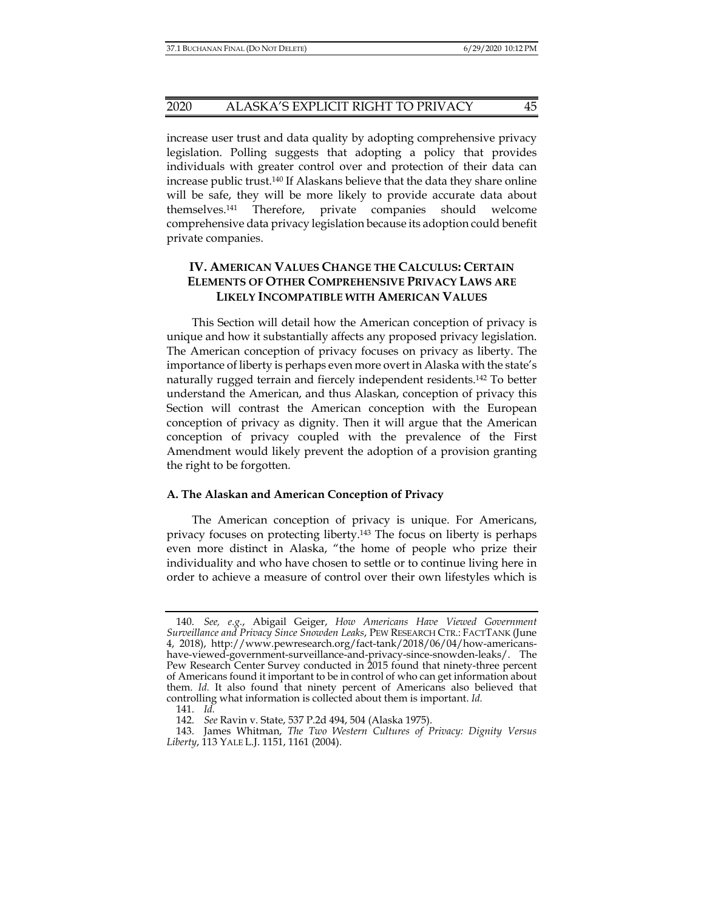increase user trust and data quality by adopting comprehensive privacy legislation. Polling suggests that adopting a policy that provides individuals with greater control over and protection of their data can increase public trust.[140] If Alaskans believe that the data they share online will be safe, they will be more likely to provide accurate data about themselves.[141] Therefore, private companies should welcome comprehensive data privacy legislation because its adoption could benefit private companies.

## IV. AMERICAN VALUES CHANGE THE CALCULUS: CERTAIN ELEMENTS OF OTHER COMPREHENSIVE PRIVACY LAWS ARE LIKELY INCOMPATIBLE WITH AMERICAN VALUES

This Section will detail how the American conception of privacy is unique and how it substantially affects any proposed privacy legislation. The American conception of privacy focuses on privacy as liberty. The importance of liberty is perhaps even more overt in Alaska with the state's naturally rugged terrain and fiercely independent residents.[142] To better understand the American, and thus Alaskan, conception of privacy this Section will contrast the American conception with the European conception of privacy as dignity. Then it will argue that the American conception of privacy coupled with the prevalence of the First Amendment would likely prevent the adoption of a provision granting the right to be forgotten.

### A. The Alaskan and American Conception of Privacy

The American conception of privacy is unique. For Americans, privacy focuses on protecting liberty.[143] The focus on liberty is perhaps even more distinct in Alaska, "the home of people who prize their individuality and who have chosen to settle or to continue living here in order to achieve a measure of control over their own lifestyles which is

---

140. *See, e.g.*, Abigail Geiger, *How Americans Have Viewed Government Surveillance and Privacy Since Snowden Leaks*, PEW RESEARCH CTR.: FACTTANK (June 4, 2018), http://www.pewresearch.org/fact-tank/2018/06/04/how-americans-have-viewed-government-surveillance-and-privacy-since-snowden-leaks/. The Pew Research Center Survey conducted in 2015 found that ninety-three percent of Americans found it important to be in control of who can get information about them. *Id.* It also found that ninety percent of Americans also believed that controlling what information is collected about them is important. *Id.*

141. *Id.*

142. *See* Ravin v. State, 537 P.2d 494, 504 (Alaska 1975).

143. James Whitman, *The Two Western Cultures of Privacy: Dignity Versus Liberty*, 113 YALE L.J. 1151, 1161 (2004).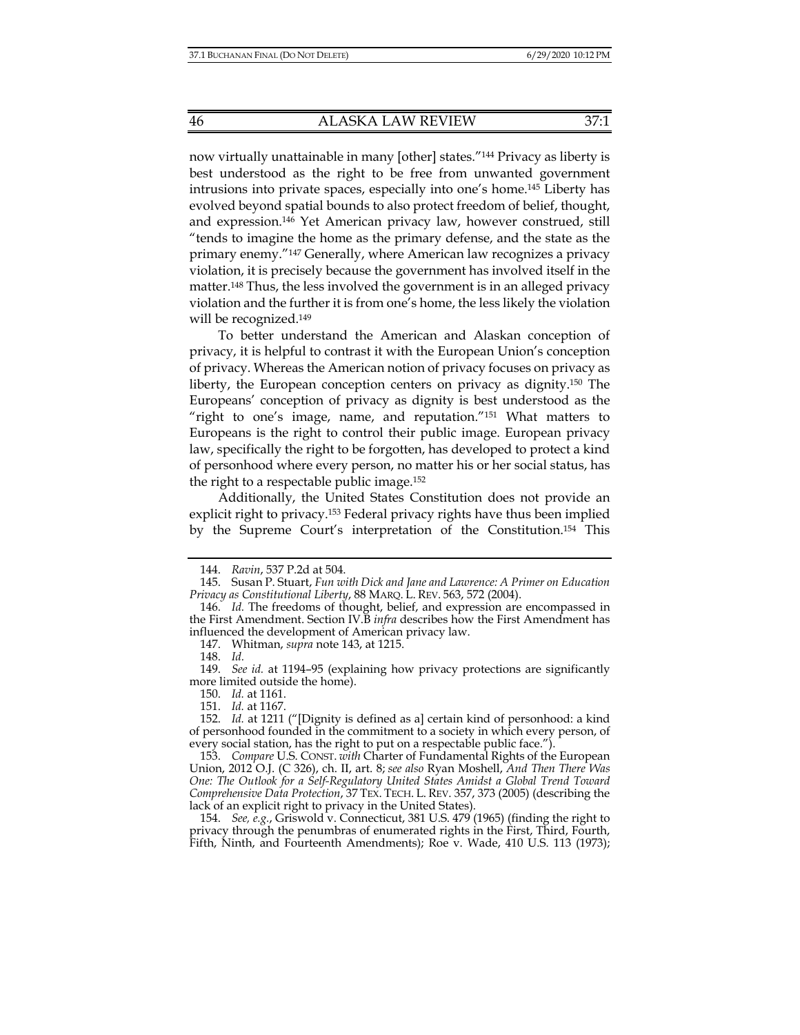now virtually unattainable in many [other] states."[144] Privacy as liberty is best understood as the right to be free from unwanted government intrusions into private spaces, especially into one's home.[145] Liberty has evolved beyond spatial bounds to also protect freedom of belief, thought, and expression.[146] Yet American privacy law, however construed, still "tends to imagine the home as the primary defense, and the state as the primary enemy."[147] Generally, where American law recognizes a privacy violation, it is precisely because the government has involved itself in the matter.[148] Thus, the less involved the government is in an alleged privacy violation and the further it is from one's home, the less likely the violation will be recognized.[149]

To better understand the American and Alaskan conception of privacy, it is helpful to contrast it with the European Union's conception of privacy. Whereas the American notion of privacy focuses on privacy as liberty, the European conception centers on privacy as dignity.[150] The Europeans' conception of privacy as dignity is best understood as the "right to one's image, name, and reputation."[151] What matters to Europeans is the right to control their public image. European privacy law, specifically the right to be forgotten, has developed to protect a kind of personhood where every person, no matter his or her social status, has the right to a respectable public image.[152]

Additionally, the United States Constitution does not provide an explicit right to privacy.[153] Federal privacy rights have thus been implied by the Supreme Court's interpretation of the Constitution.[154] This

---

144. *Ravin*, 537 P.2d at 504.

145. Susan P. Stuart, *Fun with Dick and Jane and Lawrence: A Primer on Education Privacy as Constitutional Liberty*, 88 MARQ. L. REV. 563, 572 (2004).

146. *Id.* The freedoms of thought, belief, and expression are encompassed in the First Amendment. Section IV.B *infra* describes how the First Amendment has influenced the development of American privacy law.

147. Whitman, *supra* note 143, at 1215.

148. *Id.*

149. *See id.* at 1194–95 (explaining how privacy protections are significantly more limited outside the home).

150. *Id.* at 1161.

151. *Id.* at 1167.

152. *Id.* at 1211 ("[Dignity is defined as a] certain kind of personhood: a kind of personhood founded in the commitment to a society in which every person, of every social station, has the right to put on a respectable public face.").

153. *Compare* U.S. CONST. *with* Charter of Fundamental Rights of the European Union, 2012 O.J. (C 326), ch. II, art. 8; *see also* Ryan Moshell, *And Then There Was One: The Outlook for a Self-Regulatory United States Amidst a Global Trend Toward Comprehensive Data Protection*, 37 TEX. TECH. L. REV. 357, 373 (2005) (describing the lack of an explicit right to privacy in the United States).

154. *See, e.g.*, Griswold v. Connecticut, 381 U.S. 479 (1965) (finding the right to privacy through the penumbras of enumerated rights in the First, Third, Fourth, Fifth, Ninth, and Fourteenth Amendments); Roe v. Wade, 410 U.S. 113 (1973);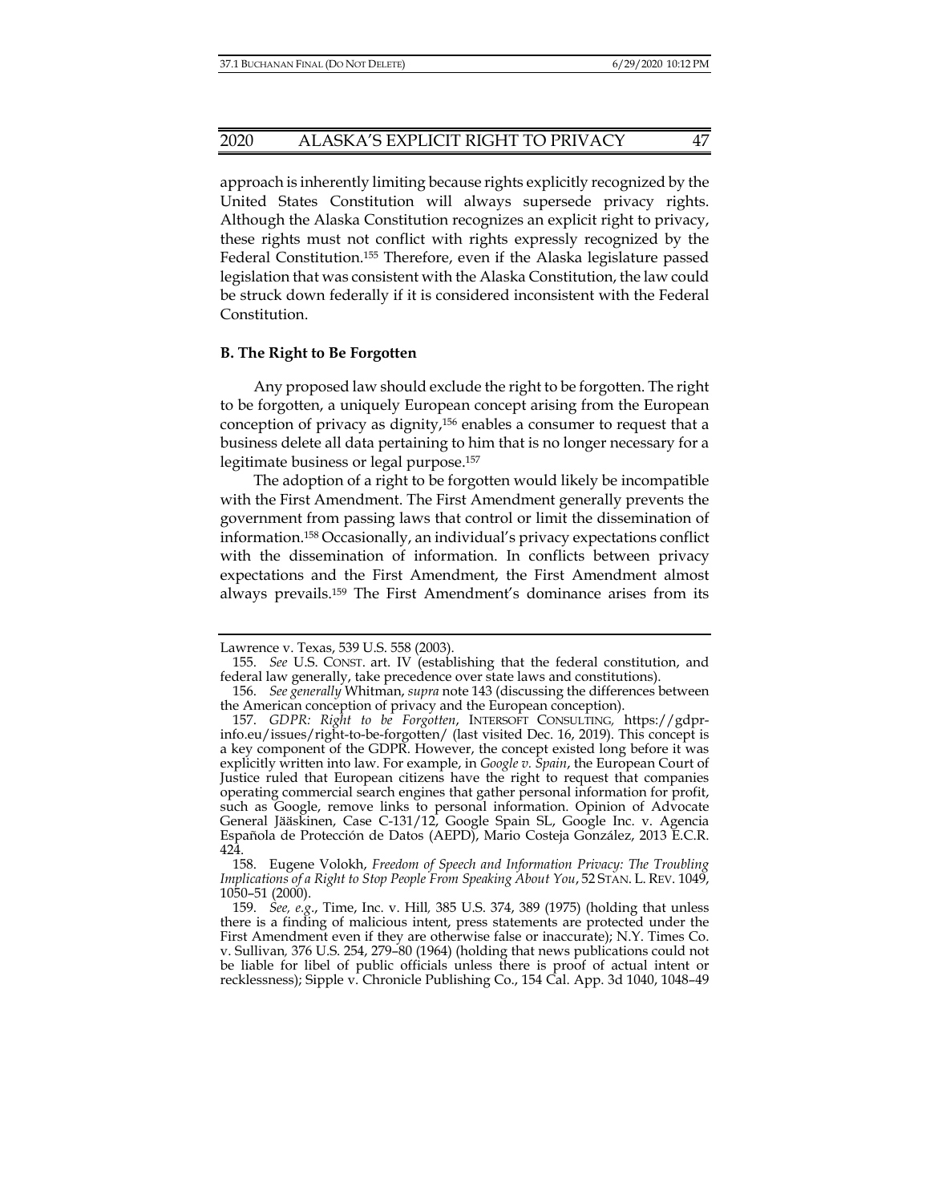approach is inherently limiting because rights explicitly recognized by the United States Constitution will always supersede privacy rights. Although the Alaska Constitution recognizes an explicit right to privacy, these rights must not conflict with rights expressly recognized by the Federal Constitution.[155] Therefore, even if the Alaska legislature passed legislation that was consistent with the Alaska Constitution, the law could be struck down federally if it is considered inconsistent with the Federal Constitution.

**B. The Right to Be Forgotten**

Any proposed law should exclude the right to be forgotten. The right to be forgotten, a uniquely European concept arising from the European conception of privacy as dignity,[156] enables a consumer to request that a business delete all data pertaining to him that is no longer necessary for a legitimate business or legal purpose.[157]

The adoption of a right to be forgotten would likely be incompatible with the First Amendment. The First Amendment generally prevents the government from passing laws that control or limit the dissemination of information.[158] Occasionally, an individual's privacy expectations conflict with the dissemination of information. In conflicts between privacy expectations and the First Amendment, the First Amendment almost always prevails.[159] The First Amendment's dominance arises from its

---

Lawrence v. Texas, 539 U.S. 558 (2003).

155. *See* U.S. CONST. art. IV (establishing that the federal constitution, and federal law generally, take precedence over state laws and constitutions).

156. *See generally* Whitman, *supra* note 143 (discussing the differences between the American conception of privacy and the European conception).

157. *GDPR: Right to be Forgotten*, INTERSOFT CONSULTING, https://gdpr-info.eu/issues/right-to-be-forgotten/ (last visited Dec. 16, 2019). This concept is a key component of the GDPR. However, the concept existed long before it was explicitly written into law. For example, in *Google v. Spain*, the European Court of Justice ruled that European citizens have the right to request that companies operating commercial search engines that gather personal information for profit, such as Google, remove links to personal information. Opinion of Advocate General Jääskinen, Case C-131/12, Google Spain SL, Google Inc. v. Agencia Española de Protección de Datos (AEPD), Mario Costeja González, 2013 E.C.R. 424.

158. Eugene Volokh, *Freedom of Speech and Information Privacy: The Troubling Implications of a Right to Stop People From Speaking About You*, 52 STAN. L. REV. 1049, 1050–51 (2000).

159. *See, e.g.*, Time, Inc. v. Hill, 385 U.S. 374, 389 (1975) (holding that unless there is a finding of malicious intent, press statements are protected under the First Amendment even if they are otherwise false or inaccurate); N.Y. Times Co. v. Sullivan, 376 U.S. 254, 279–80 (1964) (holding that news publications could not be liable for libel of public officials unless there is proof of actual intent or recklessness); Sipple v. Chronicle Publishing Co., 154 Cal. App. 3d 1040, 1048–49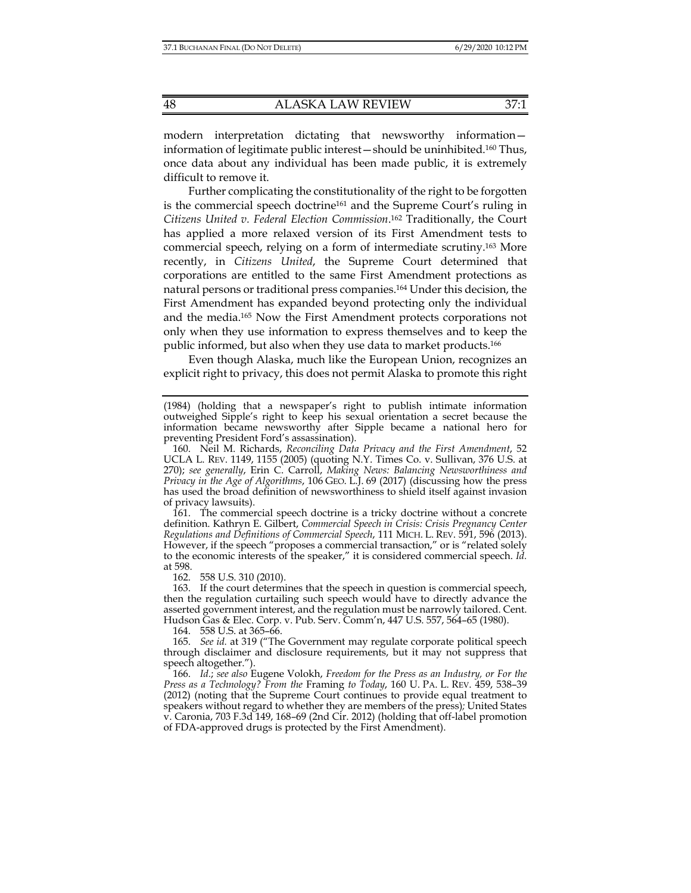modern interpretation dictating that newsworthy information—information of legitimate public interest—should be uninhibited.[160] Thus, once data about any individual has been made public, it is extremely difficult to remove it.

Further complicating the constitutionality of the right to be forgotten is the commercial speech doctrine[161] and the Supreme Court's ruling in *Citizens United v. Federal Election Commission*.[162] Traditionally, the Court has applied a more relaxed version of its First Amendment tests to commercial speech, relying on a form of intermediate scrutiny.[163] More recently, in *Citizens United*, the Supreme Court determined that corporations are entitled to the same First Amendment protections as natural persons or traditional press companies.[164] Under this decision, the First Amendment has expanded beyond protecting only the individual and the media.[165] Now the First Amendment protects corporations not only when they use information to express themselves and to keep the public informed, but also when they use data to market products.[166]

Even though Alaska, much like the European Union, recognizes an explicit right to privacy, this does not permit Alaska to promote this right

---

(1984) (holding that a newspaper's right to publish intimate information outweighed Sipple's right to keep his sexual orientation a secret because the information became newsworthy after Sipple became a national hero for preventing President Ford's assassination).

160. Neil M. Richards, *Reconciling Data Privacy and the First Amendment*, 52 UCLA L. REV. 1149, 1155 (2005) (quoting N.Y. Times Co. v. Sullivan, 376 U.S. at 270); *see generally*, Erin C. Carroll, *Making News: Balancing Newsworthiness and Privacy in the Age of Algorithms*, 106 GEO. L.J. 69 (2017) (discussing how the press has used the broad definition of newsworthiness to shield itself against invasion of privacy lawsuits).

161. The commercial speech doctrine is a tricky doctrine without a concrete definition. Kathryn E. Gilbert, *Commercial Speech in Crisis: Crisis Pregnancy Center Regulations and Definitions of Commercial Speech*, 111 MICH. L. REV. 591, 596 (2013). However, if the speech "proposes a commercial transaction," or is "related solely to the economic interests of the speaker," it is considered commercial speech. *Id.* at 598.

162. 558 U.S. 310 (2010).

163. If the court determines that the speech in question is commercial speech, then the regulation curtailing such speech would have to directly advance the asserted government interest, and the regulation must be narrowly tailored. Cent. Hudson Gas & Elec. Corp. v. Pub. Serv. Comm'n, 447 U.S. 557, 564–65 (1980).

164. 558 U.S. at 365–66.

165. *See id.* at 319 ("The Government may regulate corporate political speech through disclaimer and disclosure requirements, but it may not suppress that speech altogether.").

166. *Id.*; *see also* Eugene Volokh, *Freedom for the Press as an Industry, or For the Press as a Technology? From the* Framing *to Today*, 160 U. PA. L. REV. 459, 538–39 (2012) (noting that the Supreme Court continues to provide equal treatment to speakers without regard to whether they are members of the press)*;* United States v. Caronia, 703 F.3d 149, 168–69 (2nd Cir. 2012) (holding that off-label promotion of FDA-approved drugs is protected by the First Amendment).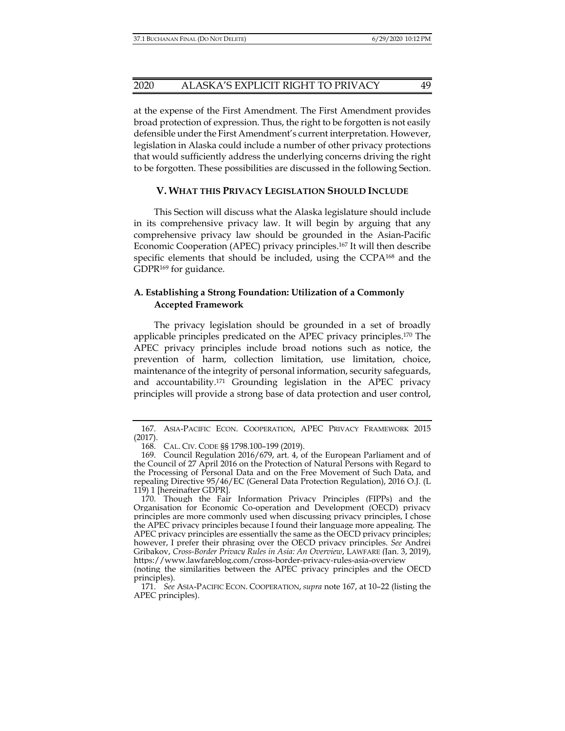at the expense of the First Amendment. The First Amendment provides broad protection of expression. Thus, the right to be forgotten is not easily defensible under the First Amendment's current interpretation. However, legislation in Alaska could include a number of other privacy protections that would sufficiently address the underlying concerns driving the right to be forgotten. These possibilities are discussed in the following Section.

## V. WHAT THIS PRIVACY LEGISLATION SHOULD INCLUDE

This Section will discuss what the Alaska legislature should include in its comprehensive privacy law. It will begin by arguing that any comprehensive privacy law should be grounded in the Asian-Pacific Economic Cooperation (APEC) privacy principles.[167] It will then describe specific elements that should be included, using the CCPA[168] and the GDPR[169] for guidance.

### A. Establishing a Strong Foundation: Utilization of a Commonly Accepted Framework

The privacy legislation should be grounded in a set of broadly applicable principles predicated on the APEC privacy principles.[170] The APEC privacy principles include broad notions such as notice, the prevention of harm, collection limitation, use limitation, choice, maintenance of the integrity of personal information, security safeguards, and accountability.[171] Grounding legislation in the APEC privacy principles will provide a strong base of data protection and user control,

---

167. ASIA-PACIFIC ECON. COOPERATION, APEC PRIVACY FRAMEWORK 2015 (2017).

168. CAL. CIV. CODE §§ 1798.100–199 (2019).

169. Council Regulation 2016/679, art. 4, of the European Parliament and of the Council of 27 April 2016 on the Protection of Natural Persons with Regard to the Processing of Personal Data and on the Free Movement of Such Data, and repealing Directive 95/46/EC (General Data Protection Regulation), 2016 O.J. (L 119) 1 [hereinafter GDPR].

170. Though the Fair Information Privacy Principles (FIPPs) and the Organisation for Economic Co-operation and Development (OECD) privacy principles are more commonly used when discussing privacy principles, I chose the APEC privacy principles because I found their language more appealing. The APEC privacy principles are essentially the same as the OECD privacy principles; however, I prefer their phrasing over the OECD privacy principles. *See* Andrei Gribakov, *Cross-Border Privacy Rules in Asia: An Overview*, LAWFARE (Jan. 3, 2019), https://www.lawfareblog.com/cross-border-privacy-rules-asia-overview (noting the similarities between the APEC privacy principles and the OECD principles).

171. *See* ASIA-PACIFIC ECON. COOPERATION, *supra* note 167, at 10–22 (listing the APEC principles).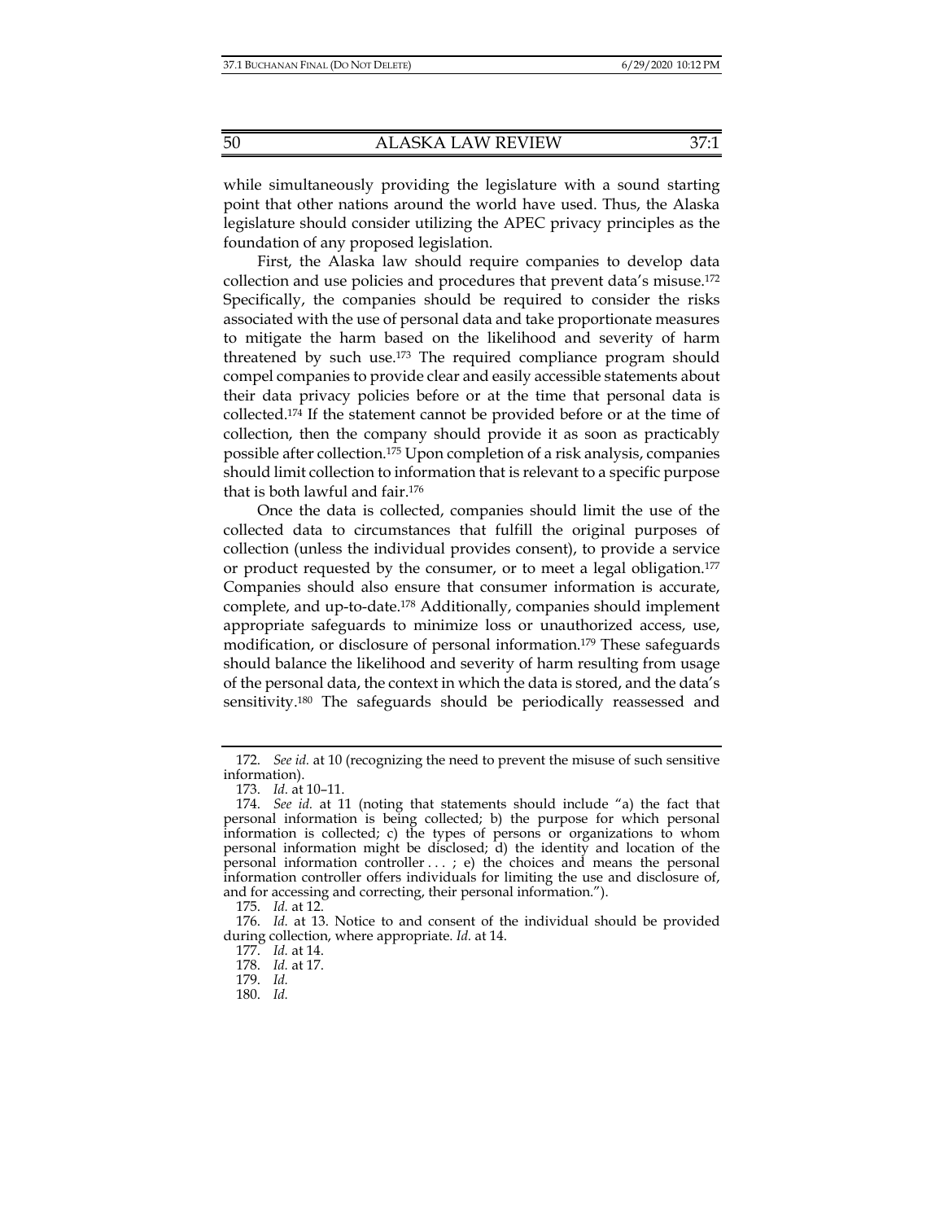while simultaneously providing the legislature with a sound starting point that other nations around the world have used. Thus, the Alaska legislature should consider utilizing the APEC privacy principles as the foundation of any proposed legislation.

First, the Alaska law should require companies to develop data collection and use policies and procedures that prevent data's misuse.[172] Specifically, the companies should be required to consider the risks associated with the use of personal data and take proportionate measures to mitigate the harm based on the likelihood and severity of harm threatened by such use.[173] The required compliance program should compel companies to provide clear and easily accessible statements about their data privacy policies before or at the time that personal data is collected.[174] If the statement cannot be provided before or at the time of collection, then the company should provide it as soon as practicably possible after collection.[175] Upon completion of a risk analysis, companies should limit collection to information that is relevant to a specific purpose that is both lawful and fair.[176]

Once the data is collected, companies should limit the use of the collected data to circumstances that fulfill the original purposes of collection (unless the individual provides consent), to provide a service or product requested by the consumer, or to meet a legal obligation.[177] Companies should also ensure that consumer information is accurate, complete, and up-to-date.[178] Additionally, companies should implement appropriate safeguards to minimize loss or unauthorized access, use, modification, or disclosure of personal information.[179] These safeguards should balance the likelihood and severity of harm resulting from usage of the personal data, the context in which the data is stored, and the data's sensitivity.[180] The safeguards should be periodically reassessed and

---

172. *See id.* at 10 (recognizing the need to prevent the misuse of such sensitive information).

173. *Id.* at 10–11.

174. *See id.* at 11 (noting that statements should include "a) the fact that personal information is being collected; b) the purpose for which personal information is collected; c) the types of persons or organizations to whom personal information might be disclosed; d) the identity and location of the personal information controller . . . ; e) the choices and means the personal information controller offers individuals for limiting the use and disclosure of, and for accessing and correcting, their personal information.").

175. *Id.* at 12.

176. *Id.* at 13. Notice to and consent of the individual should be provided during collection, where appropriate. *Id.* at 14.

177. *Id.* at 14.

178. *Id.* at 17.

179. *Id.*

180. *Id.*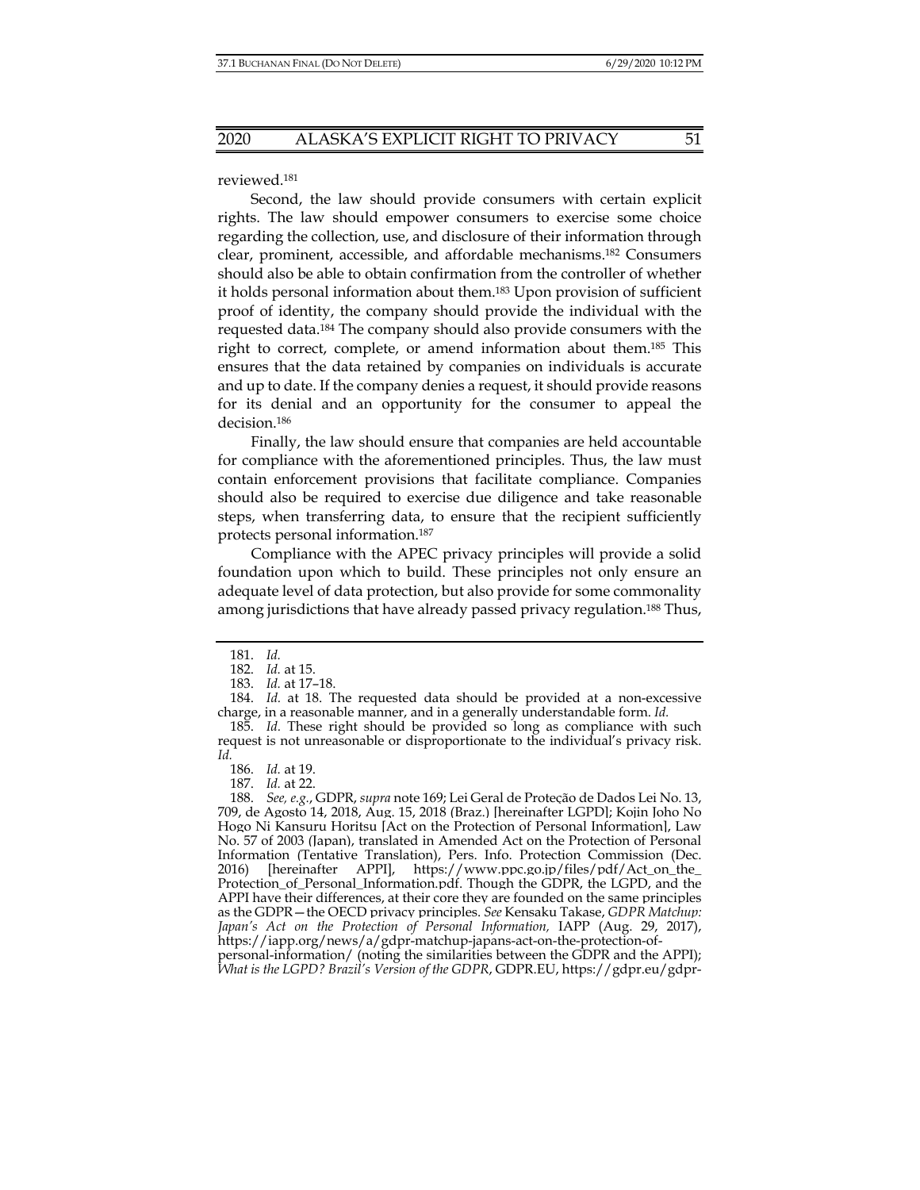reviewed.[181]

Second, the law should provide consumers with certain explicit rights. The law should empower consumers to exercise some choice regarding the collection, use, and disclosure of their information through clear, prominent, accessible, and affordable mechanisms.[182] Consumers should also be able to obtain confirmation from the controller of whether it holds personal information about them.[183] Upon provision of sufficient proof of identity, the company should provide the individual with the requested data.[184] The company should also provide consumers with the right to correct, complete, or amend information about them.[185] This ensures that the data retained by companies on individuals is accurate and up to date. If the company denies a request, it should provide reasons for its denial and an opportunity for the consumer to appeal the decision.[186]

Finally, the law should ensure that companies are held accountable for compliance with the aforementioned principles. Thus, the law must contain enforcement provisions that facilitate compliance. Companies should also be required to exercise due diligence and take reasonable steps, when transferring data, to ensure that the recipient sufficiently protects personal information.[187]

Compliance with the APEC privacy principles will provide a solid foundation upon which to build. These principles not only ensure an adequate level of data protection, but also provide for some commonality among jurisdictions that have already passed privacy regulation.[188] Thus,

---

181. *Id.*

182. *Id.* at 15.

183. *Id.* at 17–18.

184. *Id.* at 18. The requested data should be provided at a non-excessive charge, in a reasonable manner, and in a generally understandable form. *Id.*

185. *Id.* These right should be provided so long as compliance with such request is not unreasonable or disproportionate to the individual's privacy risk. *Id.*

186. *Id.* at 19.

187. *Id.* at 22.

188. *See, e.g.*, GDPR, *supra* note 169; Lei Geral de Proteção de Dados Lei No. 13, 709, de Agosto 14, 2018, Aug. 15, 2018 (Braz.) [hereinafter LGPD]; Kojin Joho No Hogo Ni Kansuru Horitsu [Act on the Protection of Personal Information], Law No. 57 of 2003 (Japan), translated in Amended Act on the Protection of Personal Information (Tentative Translation), Pers. Info. Protection Commission (Dec. 2016) [hereinafter APPI], https://www.ppc.go.jp/files/pdf/Act_on_the_Protection_of_Personal_Information.pdf. Though the GDPR, the LGPD, and the APPI have their differences, at their core they are founded on the same principles as the GDPR—the OECD privacy principles. *See* Kensaku Takase, *GDPR Matchup: Japan's Act on the Protection of Personal Information,* IAPP (Aug. 29, 2017), https://iapp.org/news/a/gdpr-matchup-japans-act-on-the-protection-of-personal-information/ (noting the similarities between the GDPR and the APPI); *What is the LGPD? Brazil's Version of the GDPR*, GDPR.EU, https://gdpr.eu/gdpr-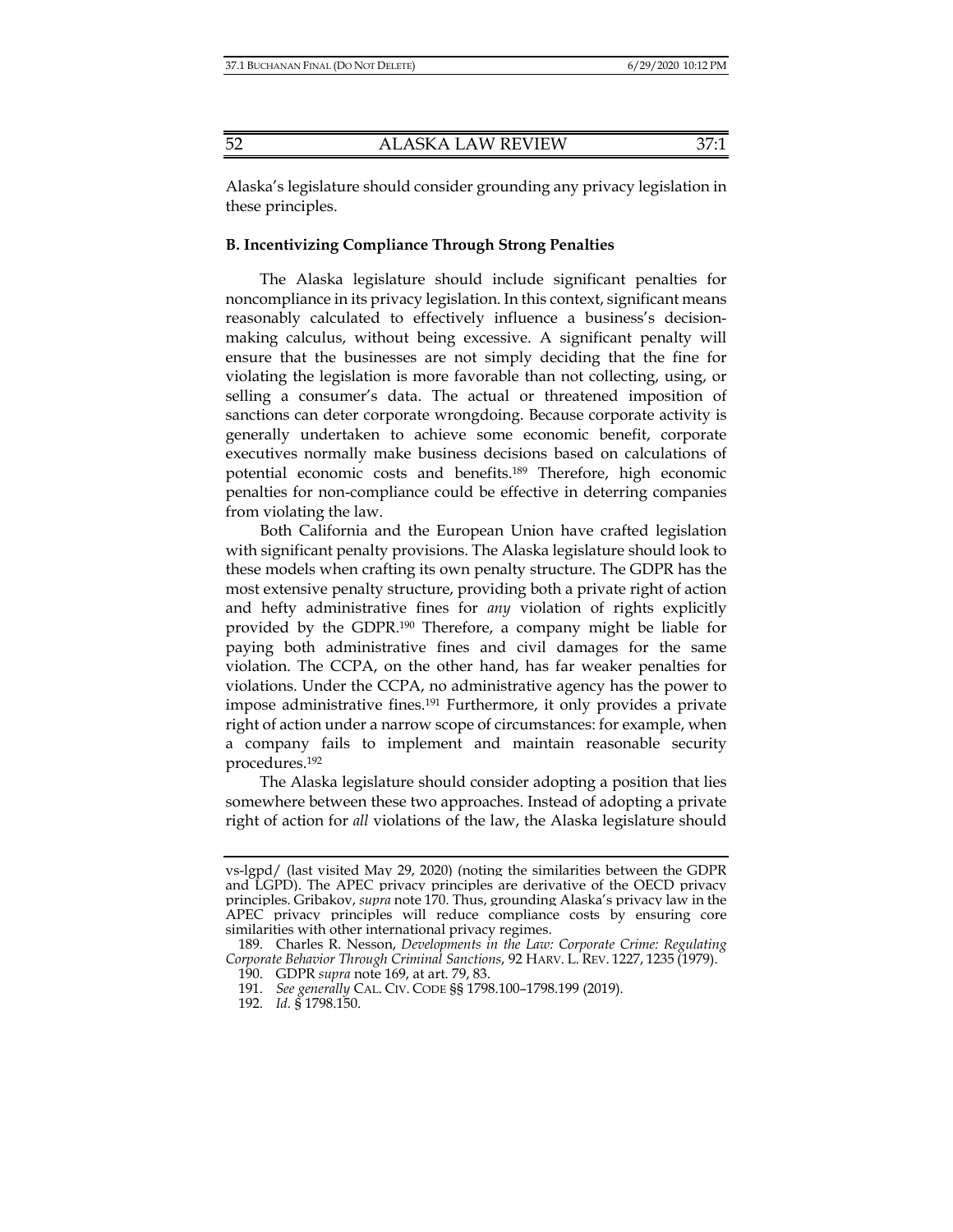Alaska's legislature should consider grounding any privacy legislation in these principles.

**B. Incentivizing Compliance Through Strong Penalties**

The Alaska legislature should include significant penalties for noncompliance in its privacy legislation. In this context, significant means reasonably calculated to effectively influence a business's decision-making calculus, without being excessive. A significant penalty will ensure that the businesses are not simply deciding that the fine for violating the legislation is more favorable than not collecting, using, or selling a consumer's data. The actual or threatened imposition of sanctions can deter corporate wrongdoing. Because corporate activity is generally undertaken to achieve some economic benefit, corporate executives normally make business decisions based on calculations of potential economic costs and benefits.[189] Therefore, high economic penalties for non-compliance could be effective in deterring companies from violating the law.

Both California and the European Union have crafted legislation with significant penalty provisions. The Alaska legislature should look to these models when crafting its own penalty structure. The GDPR has the most extensive penalty structure, providing both a private right of action and hefty administrative fines for *any* violation of rights explicitly provided by the GDPR.[190] Therefore, a company might be liable for paying both administrative fines and civil damages for the same violation. The CCPA, on the other hand, has far weaker penalties for violations. Under the CCPA, no administrative agency has the power to impose administrative fines.[191] Furthermore, it only provides a private right of action under a narrow scope of circumstances: for example, when a company fails to implement and maintain reasonable security procedures.[192]

The Alaska legislature should consider adopting a position that lies somewhere between these two approaches. Instead of adopting a private right of action for *all* violations of the law, the Alaska legislature should

---

vs-lgpd/ (last visited May 29, 2020) (noting the similarities between the GDPR and LGPD). The APEC privacy principles are derivative of the OECD privacy principles. Gribakov, *supra* note 170. Thus, grounding Alaska's privacy law in the APEC privacy principles will reduce compliance costs by ensuring core similarities with other international privacy regimes.

189. Charles R. Nesson, *Developments in the Law: Corporate Crime: Regulating Corporate Behavior Through Criminal Sanctions*, 92 HARV. L. REV. 1227, 1235 (1979).

190. GDPR *supra* note 169, at art. 79, 83.

191. *See generally* CAL. CIV. CODE §§ 1798.100–1798.199 (2019).

192. *Id.* § 1798.150.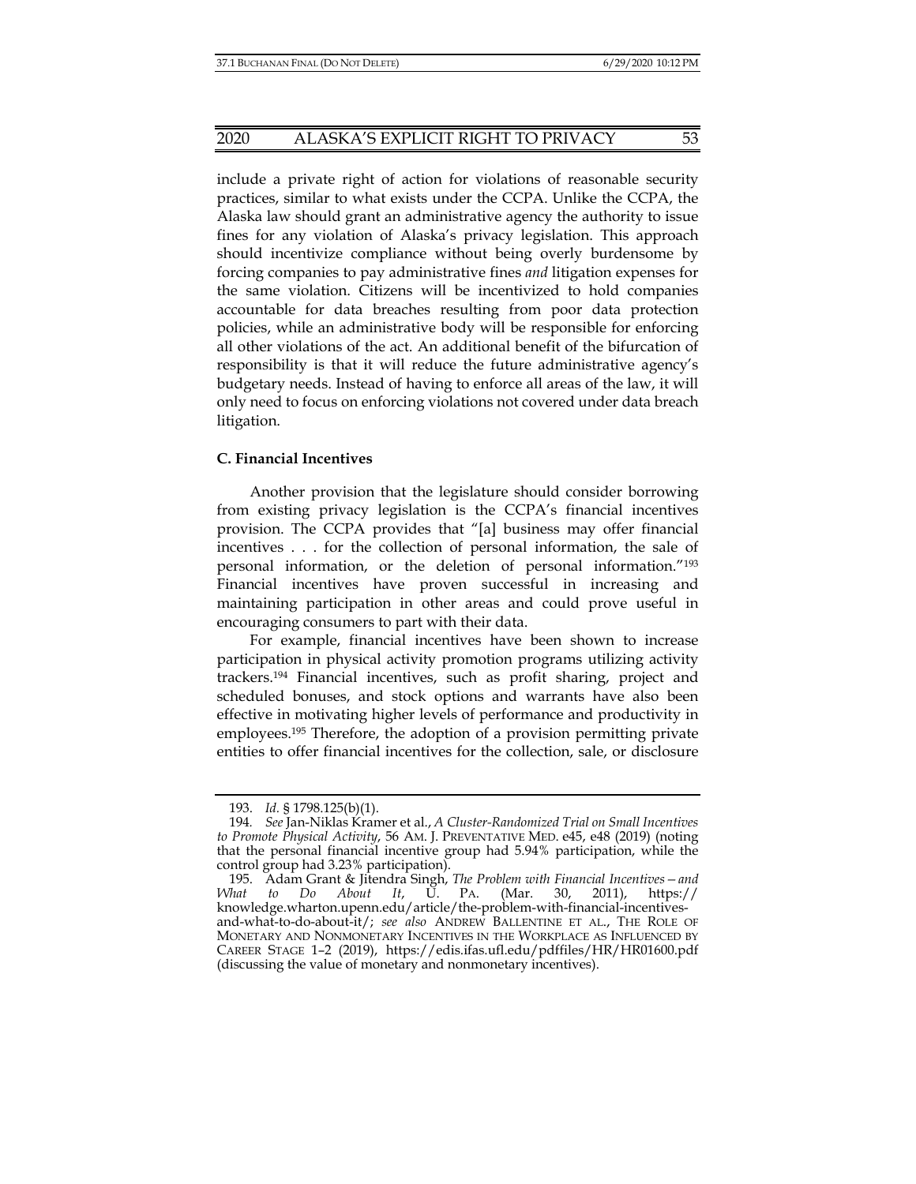include a private right of action for violations of reasonable security practices, similar to what exists under the CCPA. Unlike the CCPA, the Alaska law should grant an administrative agency the authority to issue fines for any violation of Alaska's privacy legislation. This approach should incentivize compliance without being overly burdensome by forcing companies to pay administrative fines *and* litigation expenses for the same violation. Citizens will be incentivized to hold companies accountable for data breaches resulting from poor data protection policies, while an administrative body will be responsible for enforcing all other violations of the act. An additional benefit of the bifurcation of responsibility is that it will reduce the future administrative agency's budgetary needs. Instead of having to enforce all areas of the law, it will only need to focus on enforcing violations not covered under data breach litigation.

### C. Financial Incentives

Another provision that the legislature should consider borrowing from existing privacy legislation is the CCPA's financial incentives provision. The CCPA provides that "[a] business may offer financial incentives . . . for the collection of personal information, the sale of personal information, or the deletion of personal information."[193] Financial incentives have proven successful in increasing and maintaining participation in other areas and could prove useful in encouraging consumers to part with their data.

For example, financial incentives have been shown to increase participation in physical activity promotion programs utilizing activity trackers.[194] Financial incentives, such as profit sharing, project and scheduled bonuses, and stock options and warrants have also been effective in motivating higher levels of performance and productivity in employees.[195] Therefore, the adoption of a provision permitting private entities to offer financial incentives for the collection, sale, or disclosure

---

193. *Id.* § 1798.125(b)(1).

194. *See* Jan-Niklas Kramer et al., *A Cluster-Randomized Trial on Small Incentives to Promote Physical Activity*, 56 AM. J. PREVENTATIVE MED. e45, e48 (2019) (noting that the personal financial incentive group had 5.94% participation, while the control group had 3.23% participation).

195. Adam Grant & Jitendra Singh, *The Problem with Financial Incentives—and What to Do About It*, U. PA. (Mar. 30, 2011), https://knowledge.wharton.upenn.edu/article/the-problem-with-financial-incentives-and-what-to-do-about-it/; *see also* ANDREW BALLENTINE ET AL., THE ROLE OF MONETARY AND NONMONETARY INCENTIVES IN THE WORKPLACE AS INFLUENCED BY CAREER STAGE 1–2 (2019), https://edis.ifas.ufl.edu/pdffiles/HR/HR01600.pdf (discussing the value of monetary and nonmonetary incentives).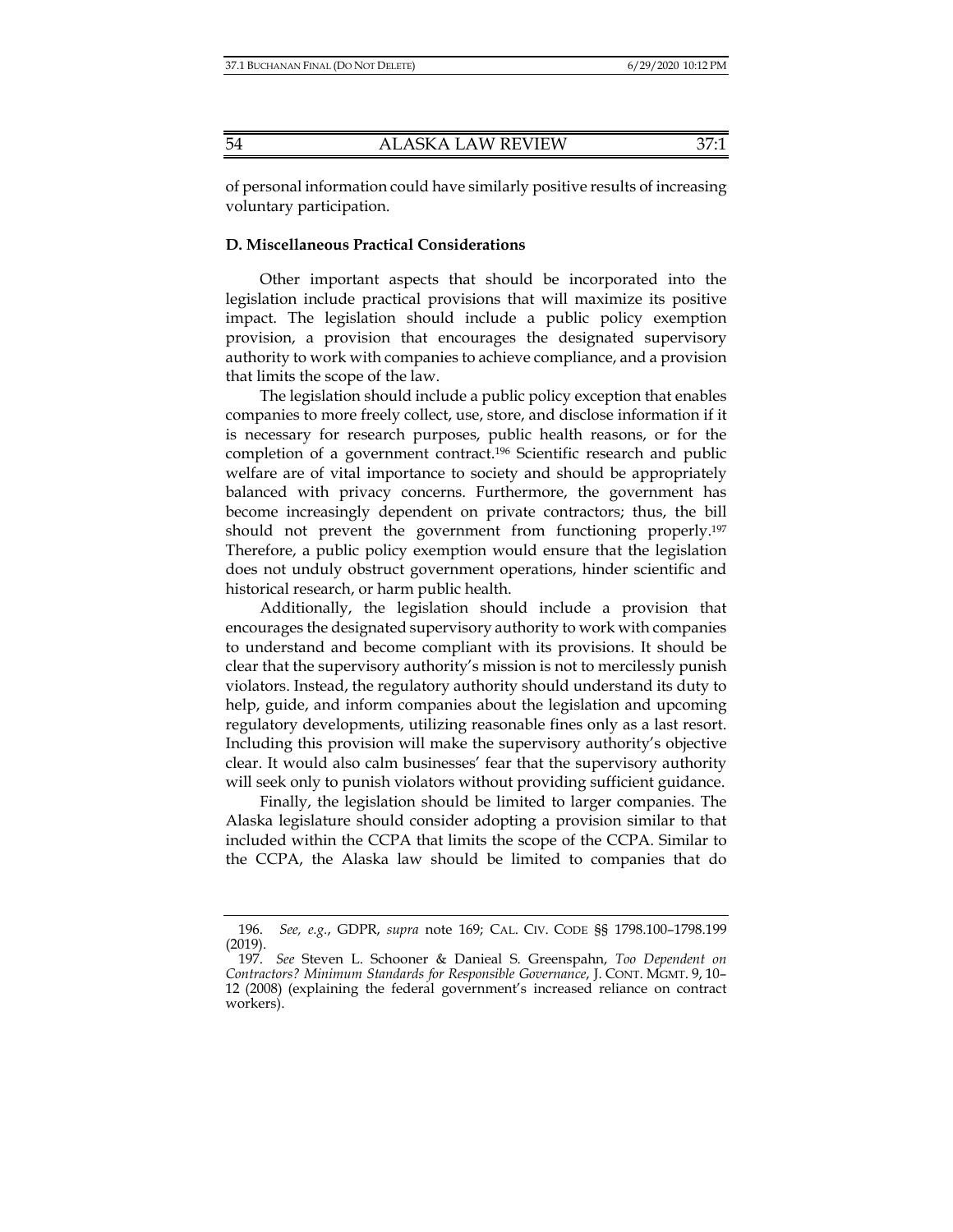of personal information could have similarly positive results of increasing voluntary participation.

### D. Miscellaneous Practical Considerations

Other important aspects that should be incorporated into the legislation include practical provisions that will maximize its positive impact. The legislation should include a public policy exemption provision, a provision that encourages the designated supervisory authority to work with companies to achieve compliance, and a provision that limits the scope of the law.

The legislation should include a public policy exception that enables companies to more freely collect, use, store, and disclose information if it is necessary for research purposes, public health reasons, or for the completion of a government contract.[196] Scientific research and public welfare are of vital importance to society and should be appropriately balanced with privacy concerns. Furthermore, the government has become increasingly dependent on private contractors; thus, the bill should not prevent the government from functioning properly.[197] Therefore, a public policy exemption would ensure that the legislation does not unduly obstruct government operations, hinder scientific and historical research, or harm public health.

Additionally, the legislation should include a provision that encourages the designated supervisory authority to work with companies to understand and become compliant with its provisions. It should be clear that the supervisory authority's mission is not to mercilessly punish violators. Instead, the regulatory authority should understand its duty to help, guide, and inform companies about the legislation and upcoming regulatory developments, utilizing reasonable fines only as a last resort. Including this provision will make the supervisory authority's objective clear. It would also calm businesses' fear that the supervisory authority will seek only to punish violators without providing sufficient guidance.

Finally, the legislation should be limited to larger companies. The Alaska legislature should consider adopting a provision similar to that included within the CCPA that limits the scope of the CCPA. Similar to the CCPA, the Alaska law should be limited to companies that do

---

196. *See, e.g.*, GDPR, *supra* note 169; CAL. CIV. CODE §§ 1798.100–1798.199 (2019).

197. *See* Steven L. Schooner & Danieal S. Greenspahn, *Too Dependent on Contractors? Minimum Standards for Responsible Governance*, J. CONT. MGMT. 9, 10–12 (2008) (explaining the federal government's increased reliance on contract workers).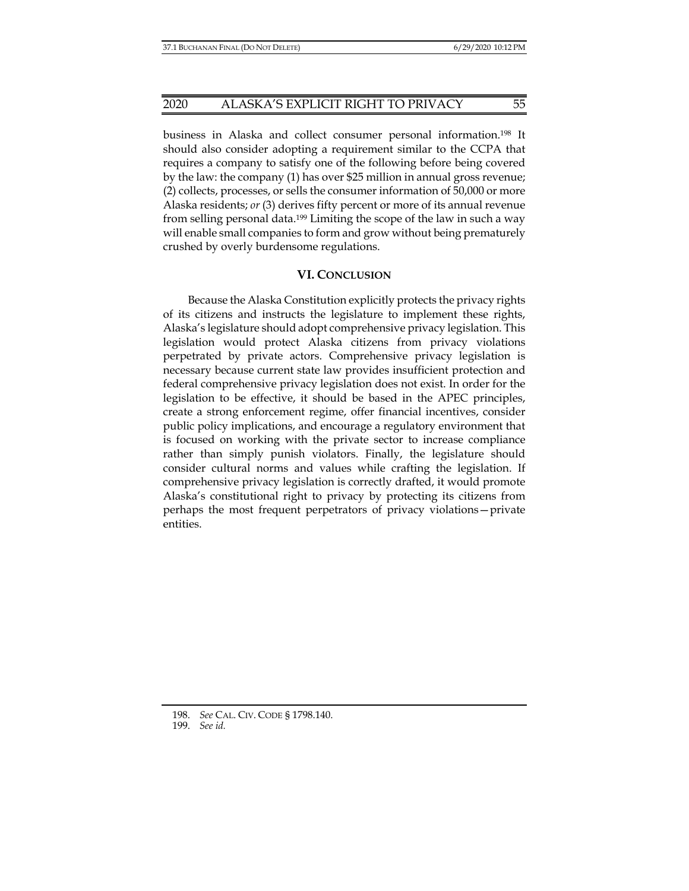business in Alaska and collect consumer personal information.[198] It should also consider adopting a requirement similar to the CCPA that requires a company to satisfy one of the following before being covered by the law: the company (1) has over $25 million in annual gross revenue; (2) collects, processes, or sells the consumer information of 50,000 or more Alaska residents; *or* (3) derives fifty percent or more of its annual revenue from selling personal data.[199] Limiting the scope of the law in such a way will enable small companies to form and grow without being prematurely crushed by overly burdensome regulations.

## VI. CONCLUSION

Because the Alaska Constitution explicitly protects the privacy rights of its citizens and instructs the legislature to implement these rights, Alaska's legislature should adopt comprehensive privacy legislation. This legislation would protect Alaska citizens from privacy violations perpetrated by private actors. Comprehensive privacy legislation is necessary because current state law provides insufficient protection and federal comprehensive privacy legislation does not exist. In order for the legislation to be effective, it should be based in the APEC principles, create a strong enforcement regime, offer financial incentives, consider public policy implications, and encourage a regulatory environment that is focused on working with the private sector to increase compliance rather than simply punish violators. Finally, the legislature should consider cultural norms and values while crafting the legislation. If comprehensive privacy legislation is correctly drafted, it would promote Alaska's constitutional right to privacy by protecting its citizens from perhaps the most frequent perpetrators of privacy violations—private entities.

---

198. *See* CAL. CIV. CODE § 1798.140.

199. *See id.*